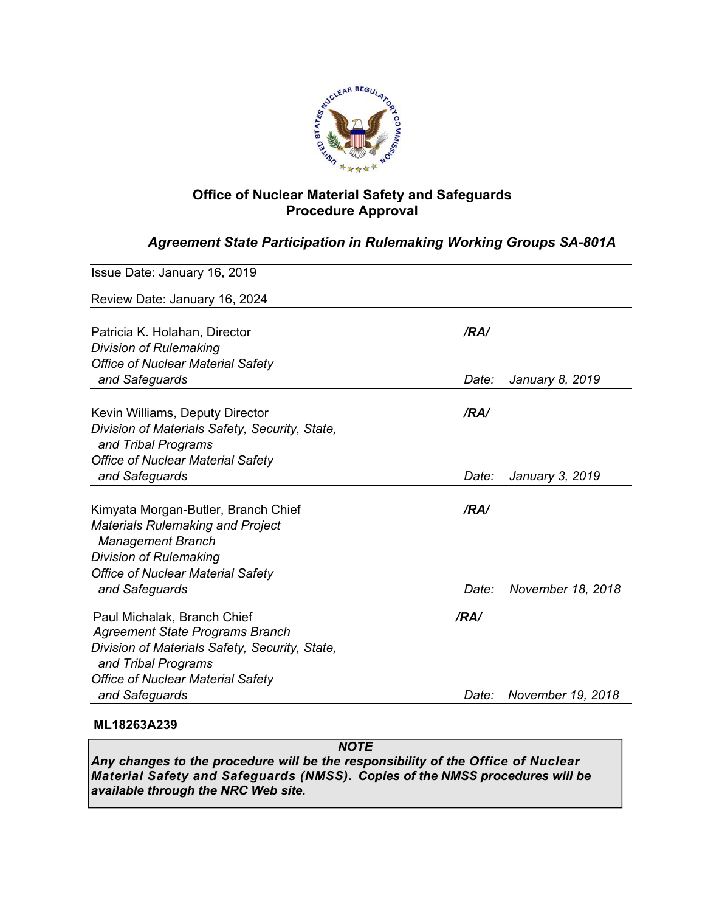# Office of Nuclear Material Safety and Safeguards
# Procedure Approval

## *Agreement State Participation in Rulemaking Working Groups SA-801A*

Issue Date: January 16, 2019

Review Date: January 16, 2024

Patricia K. Holahan, Director
*Division of Rulemaking*
*Office of Nuclear Material Safety and Safeguards*

***/RA/***

*Date: January 8, 2019*

Kevin Williams, Deputy Director
*Division of Materials Safety, Security, State, and Tribal Programs*
*Office of Nuclear Material Safety and Safeguards*

***/RA/***

*Date: January 3, 2019*

Kimyata Morgan-Butler, Branch Chief
*Materials Rulemaking and Project Management Branch*
*Division of Rulemaking*
*Office of Nuclear Material Safety and Safeguards*

***/RA/***

*Date: November 18, 2018*

Paul Michalak, Branch Chief
*Agreement State Programs Branch*
*Division of Materials Safety, Security, State, and Tribal Programs*
*Office of Nuclear Material Safety and Safeguards*

***/RA/***

*Date: November 19, 2018*

**ML18263A239**

> ***NOTE***
> ***Any changes to the procedure will be the responsibility of the Office of Nuclear Material Safety and Safeguards (NMSS). Copies of the NMSS procedures will be available through the NRC Web site.***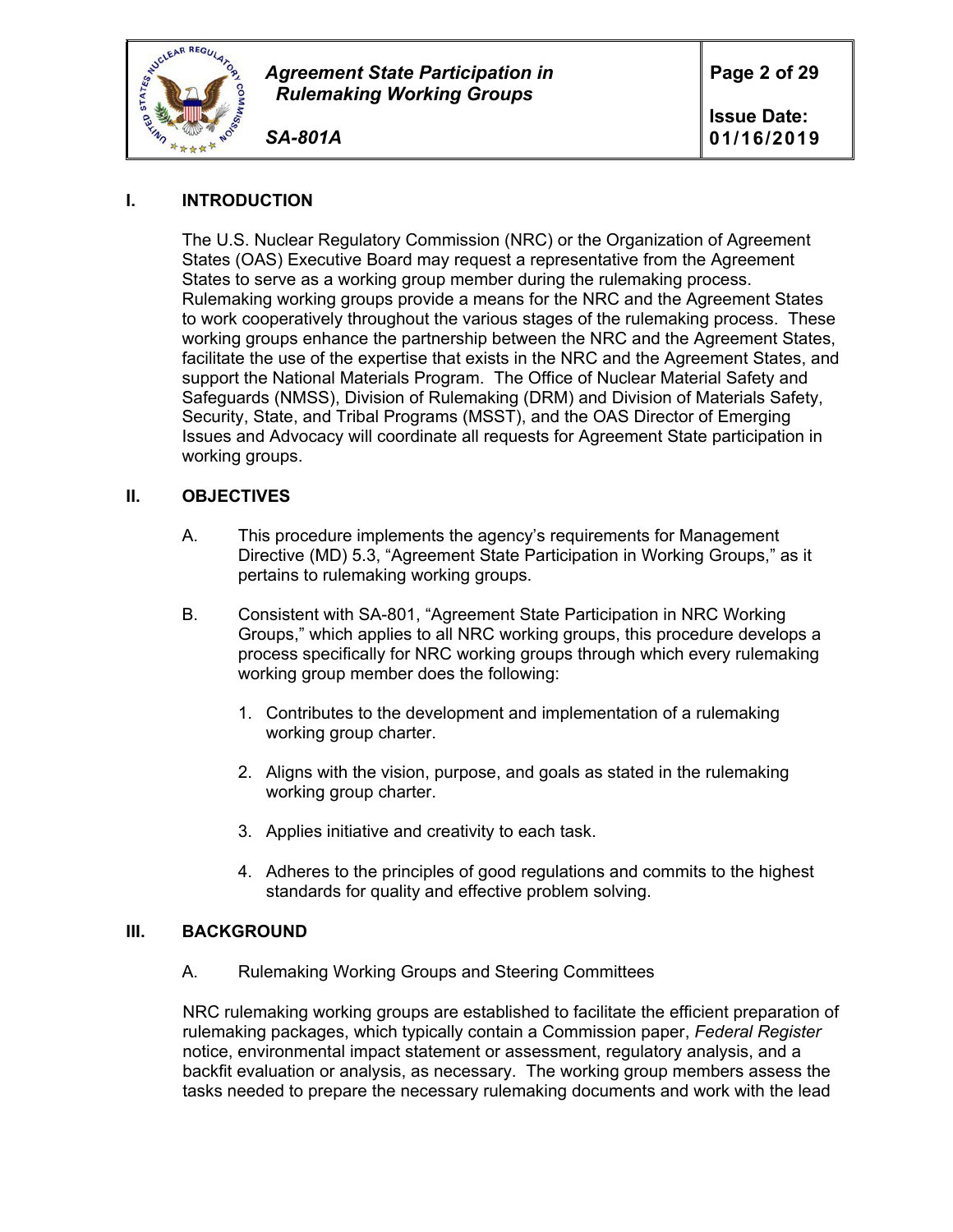## I. INTRODUCTION

The U.S. Nuclear Regulatory Commission (NRC) or the Organization of Agreement States (OAS) Executive Board may request a representative from the Agreement States to serve as a working group member during the rulemaking process. Rulemaking working groups provide a means for the NRC and the Agreement States to work cooperatively throughout the various stages of the rulemaking process. These working groups enhance the partnership between the NRC and the Agreement States, facilitate the use of the expertise that exists in the NRC and the Agreement States, and support the National Materials Program. The Office of Nuclear Material Safety and Safeguards (NMSS), Division of Rulemaking (DRM) and Division of Materials Safety, Security, State, and Tribal Programs (MSST), and the OAS Director of Emerging Issues and Advocacy will coordinate all requests for Agreement State participation in working groups.

## II. OBJECTIVES

A. This procedure implements the agency's requirements for Management Directive (MD) 5.3, "Agreement State Participation in Working Groups," as it pertains to rulemaking working groups.

B. Consistent with SA-801, "Agreement State Participation in NRC Working Groups," which applies to all NRC working groups, this procedure develops a process specifically for NRC working groups through which every rulemaking working group member does the following:

1. Contributes to the development and implementation of a rulemaking working group charter.
2. Aligns with the vision, purpose, and goals as stated in the rulemaking working group charter.
3. Applies initiative and creativity to each task.
4. Adheres to the principles of good regulations and commits to the highest standards for quality and effective problem solving.

## III. BACKGROUND

A. Rulemaking Working Groups and Steering Committees

NRC rulemaking working groups are established to facilitate the efficient preparation of rulemaking packages, which typically contain a Commission paper, *Federal Register* notice, environmental impact statement or assessment, regulatory analysis, and a backfit evaluation or analysis, as necessary. The working group members assess the tasks needed to prepare the necessary rulemaking documents and work with the lead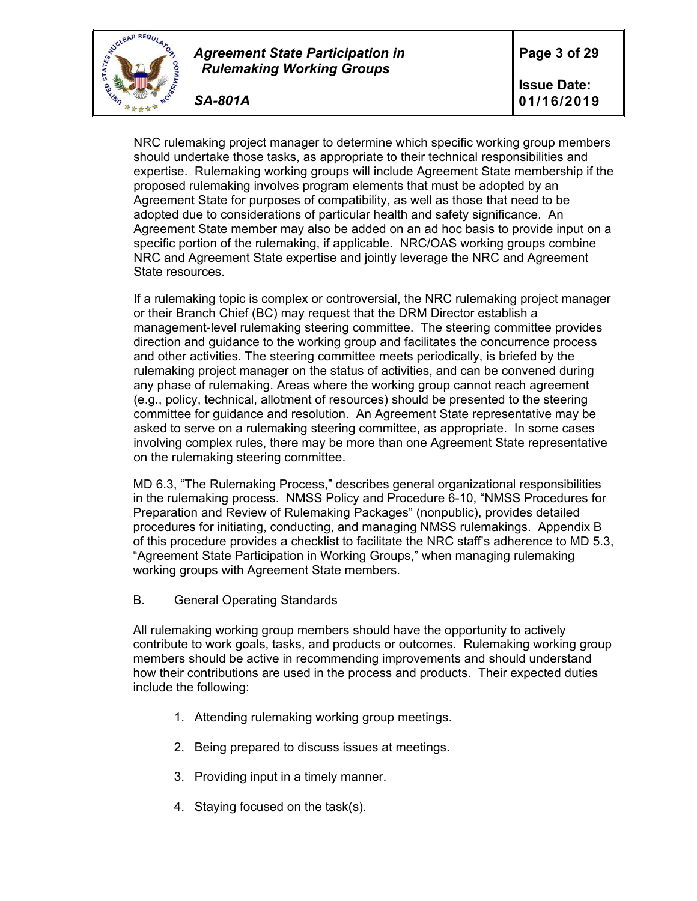NRC rulemaking project manager to determine which specific working group members should undertake those tasks, as appropriate to their technical responsibilities and expertise. Rulemaking working groups will include Agreement State membership if the proposed rulemaking involves program elements that must be adopted by an Agreement State for purposes of compatibility, as well as those that need to be adopted due to considerations of particular health and safety significance. An Agreement State member may also be added on an ad hoc basis to provide input on a specific portion of the rulemaking, if applicable. NRC/OAS working groups combine NRC and Agreement State expertise and jointly leverage the NRC and Agreement State resources.

If a rulemaking topic is complex or controversial, the NRC rulemaking project manager or their Branch Chief (BC) may request that the DRM Director establish a management-level rulemaking steering committee. The steering committee provides direction and guidance to the working group and facilitates the concurrence process and other activities. The steering committee meets periodically, is briefed by the rulemaking project manager on the status of activities, and can be convened during any phase of rulemaking. Areas where the working group cannot reach agreement (e.g., policy, technical, allotment of resources) should be presented to the steering committee for guidance and resolution. An Agreement State representative may be asked to serve on a rulemaking steering committee, as appropriate. In some cases involving complex rules, there may be more than one Agreement State representative on the rulemaking steering committee.

MD 6.3, "The Rulemaking Process," describes general organizational responsibilities in the rulemaking process. NMSS Policy and Procedure 6-10, "NMSS Procedures for Preparation and Review of Rulemaking Packages" (nonpublic), provides detailed procedures for initiating, conducting, and managing NMSS rulemakings. Appendix B of this procedure provides a checklist to facilitate the NRC staff's adherence to MD 5.3, "Agreement State Participation in Working Groups," when managing rulemaking working groups with Agreement State members.

B. General Operating Standards

All rulemaking working group members should have the opportunity to actively contribute to work goals, tasks, and products or outcomes. Rulemaking working group members should be active in recommending improvements and should understand how their contributions are used in the process and products. Their expected duties include the following:

1. Attending rulemaking working group meetings.

2. Being prepared to discuss issues at meetings.

3. Providing input in a timely manner.

4. Staying focused on the task(s).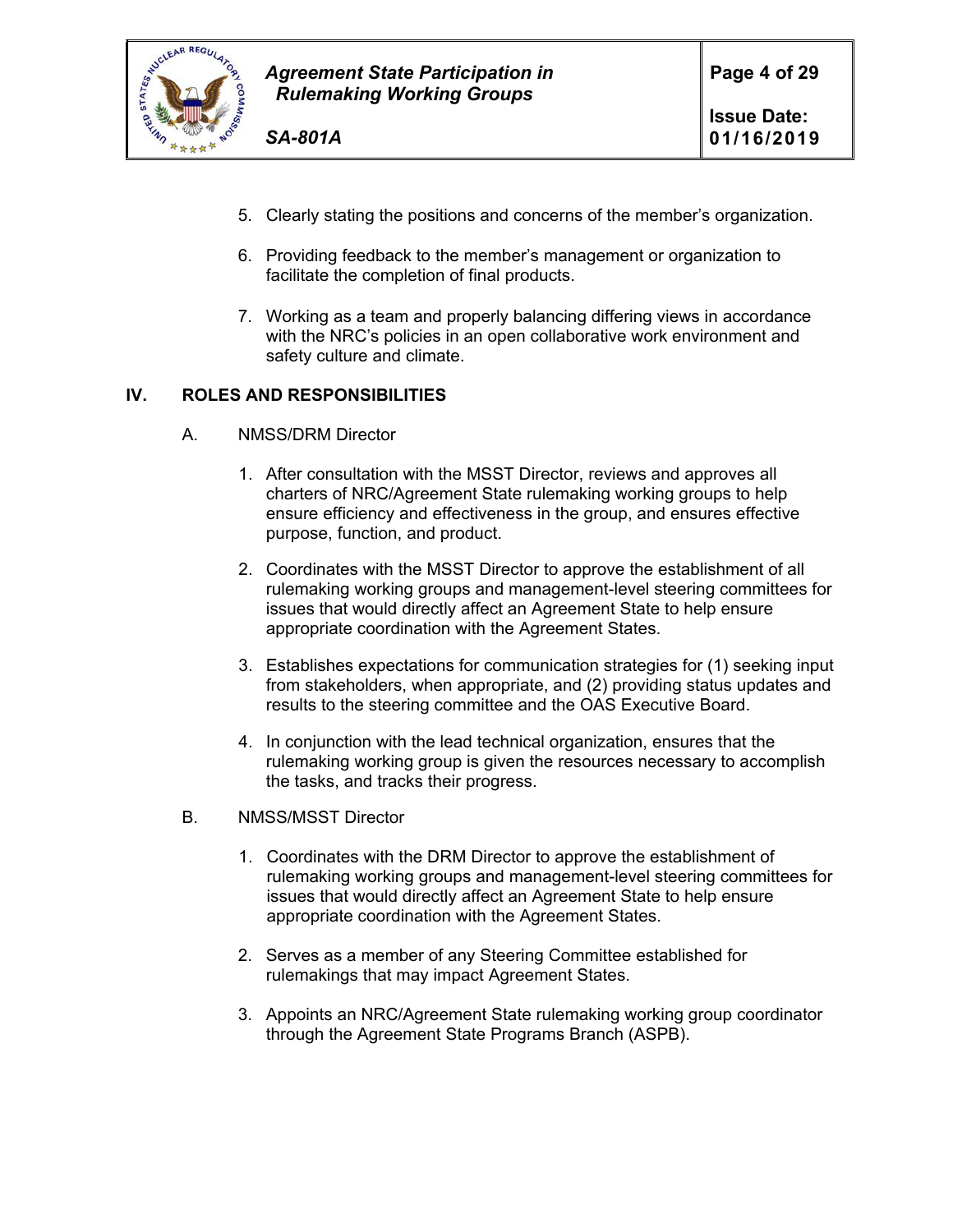5. Clearly stating the positions and concerns of the member's organization.

6. Providing feedback to the member's management or organization to facilitate the completion of final products.

7. Working as a team and properly balancing differing views in accordance with the NRC's policies in an open collaborative work environment and safety culture and climate.

## IV. ROLES AND RESPONSIBILITIES

A. NMSS/DRM Director

1. After consultation with the MSST Director, reviews and approves all charters of NRC/Agreement State rulemaking working groups to help ensure efficiency and effectiveness in the group, and ensures effective purpose, function, and product.

2. Coordinates with the MSST Director to approve the establishment of all rulemaking working groups and management-level steering committees for issues that would directly affect an Agreement State to help ensure appropriate coordination with the Agreement States.

3. Establishes expectations for communication strategies for (1) seeking input from stakeholders, when appropriate, and (2) providing status updates and results to the steering committee and the OAS Executive Board.

4. In conjunction with the lead technical organization, ensures that the rulemaking working group is given the resources necessary to accomplish the tasks, and tracks their progress.

B. NMSS/MSST Director

1. Coordinates with the DRM Director to approve the establishment of rulemaking working groups and management-level steering committees for issues that would directly affect an Agreement State to help ensure appropriate coordination with the Agreement States.

2. Serves as a member of any Steering Committee established for rulemakings that may impact Agreement States.

3. Appoints an NRC/Agreement State rulemaking working group coordinator through the Agreement State Programs Branch (ASPB).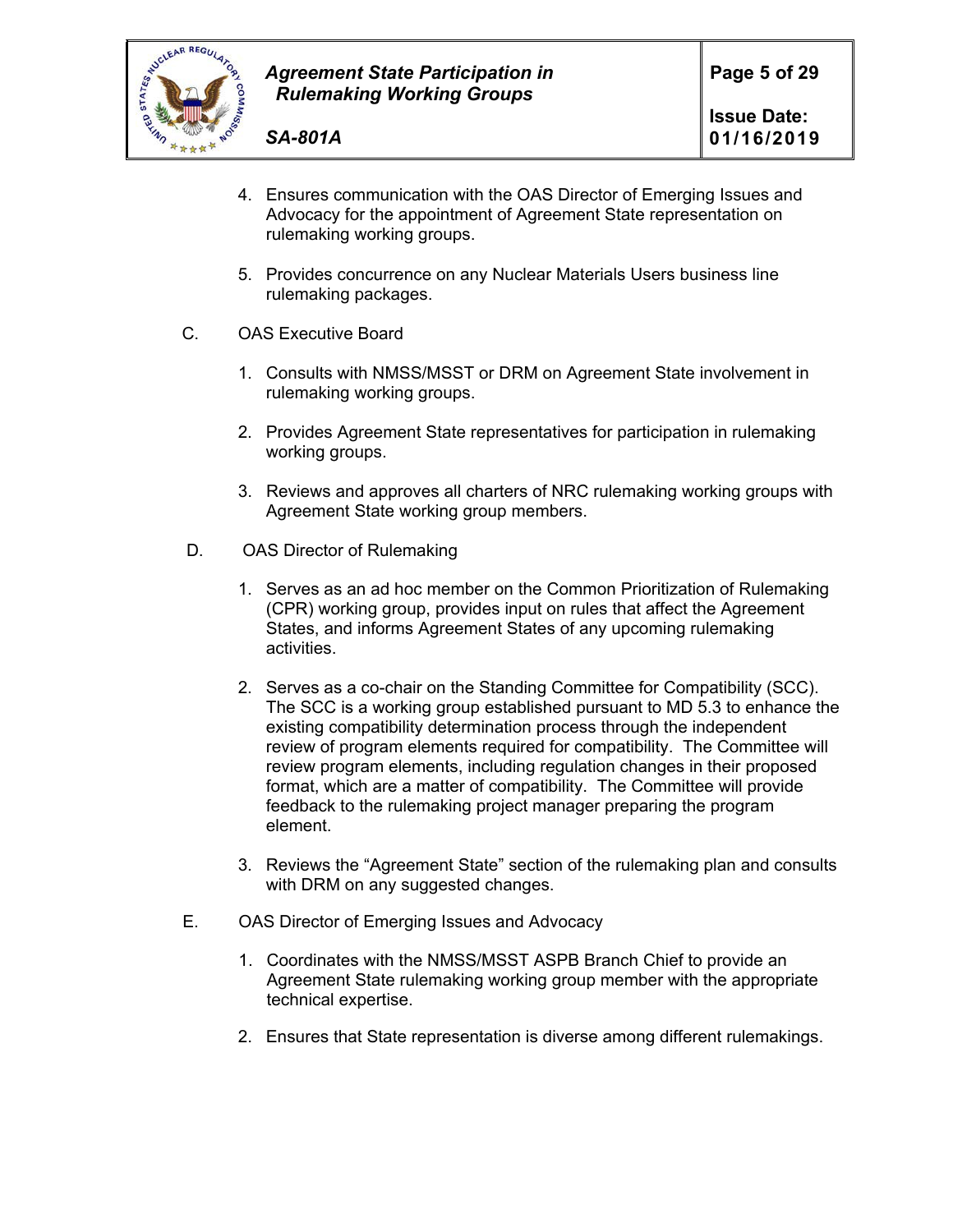4. Ensures communication with the OAS Director of Emerging Issues and Advocacy for the appointment of Agreement State representation on rulemaking working groups.

5. Provides concurrence on any Nuclear Materials Users business line rulemaking packages.

C. OAS Executive Board

1. Consults with NMSS/MSST or DRM on Agreement State involvement in rulemaking working groups.

2. Provides Agreement State representatives for participation in rulemaking working groups.

3. Reviews and approves all charters of NRC rulemaking working groups with Agreement State working group members.

D. OAS Director of Rulemaking

1. Serves as an ad hoc member on the Common Prioritization of Rulemaking (CPR) working group, provides input on rules that affect the Agreement States, and informs Agreement States of any upcoming rulemaking activities.

2. Serves as a co-chair on the Standing Committee for Compatibility (SCC). The SCC is a working group established pursuant to MD 5.3 to enhance the existing compatibility determination process through the independent review of program elements required for compatibility. The Committee will review program elements, including regulation changes in their proposed format, which are a matter of compatibility. The Committee will provide feedback to the rulemaking project manager preparing the program element.

3. Reviews the "Agreement State" section of the rulemaking plan and consults with DRM on any suggested changes.

E. OAS Director of Emerging Issues and Advocacy

1. Coordinates with the NMSS/MSST ASPB Branch Chief to provide an Agreement State rulemaking working group member with the appropriate technical expertise.

2. Ensures that State representation is diverse among different rulemakings.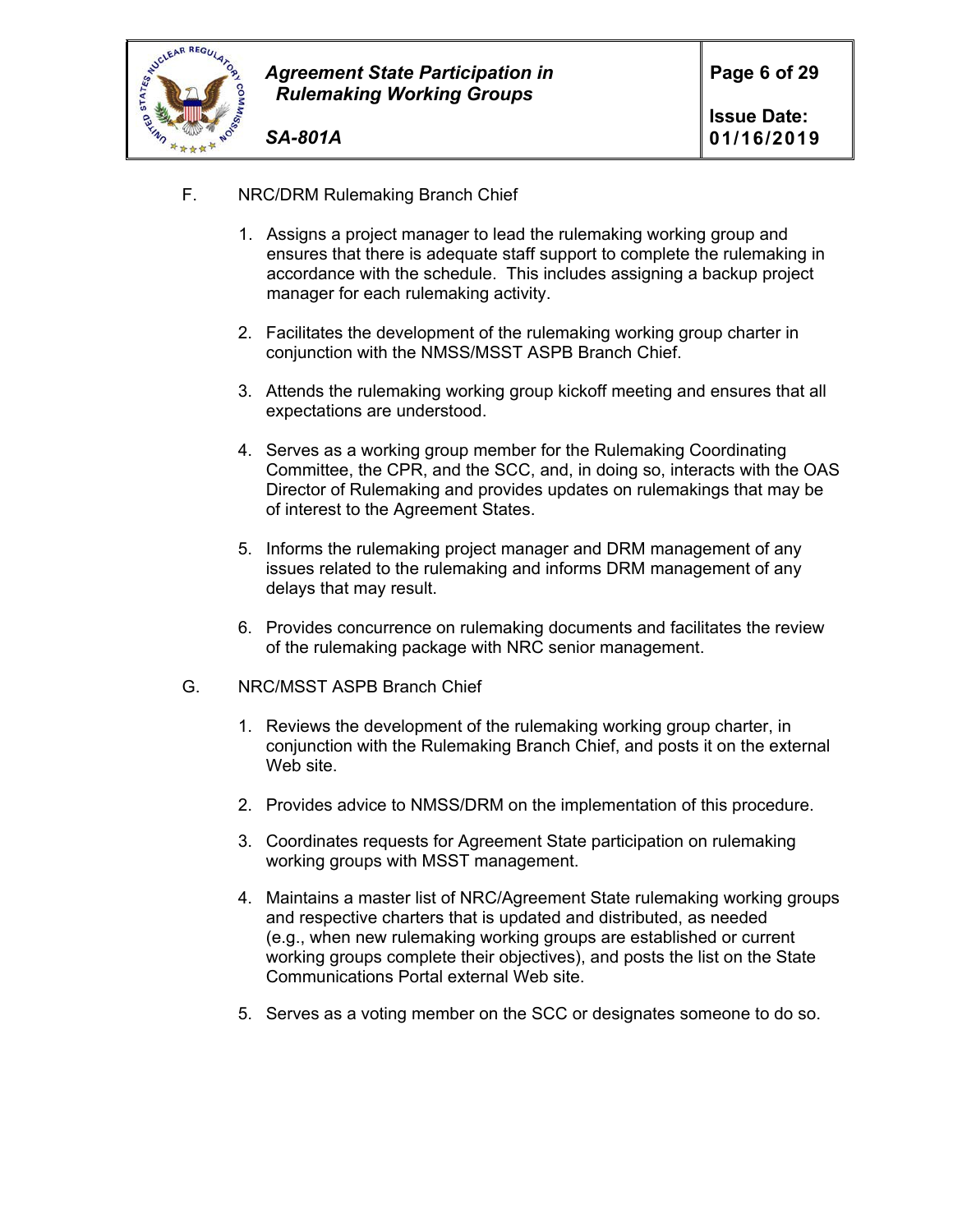F. NRC/DRM Rulemaking Branch Chief

1. Assigns a project manager to lead the rulemaking working group and ensures that there is adequate staff support to complete the rulemaking in accordance with the schedule. This includes assigning a backup project manager for each rulemaking activity.

2. Facilitates the development of the rulemaking working group charter in conjunction with the NMSS/MSST ASPB Branch Chief.

3. Attends the rulemaking working group kickoff meeting and ensures that all expectations are understood.

4. Serves as a working group member for the Rulemaking Coordinating Committee, the CPR, and the SCC, and, in doing so, interacts with the OAS Director of Rulemaking and provides updates on rulemakings that may be of interest to the Agreement States.

5. Informs the rulemaking project manager and DRM management of any issues related to the rulemaking and informs DRM management of any delays that may result.

6. Provides concurrence on rulemaking documents and facilitates the review of the rulemaking package with NRC senior management.

G. NRC/MSST ASPB Branch Chief

1. Reviews the development of the rulemaking working group charter, in conjunction with the Rulemaking Branch Chief, and posts it on the external Web site.

2. Provides advice to NMSS/DRM on the implementation of this procedure.

3. Coordinates requests for Agreement State participation on rulemaking working groups with MSST management.

4. Maintains a master list of NRC/Agreement State rulemaking working groups and respective charters that is updated and distributed, as needed (e.g., when new rulemaking working groups are established or current working groups complete their objectives), and posts the list on the State Communications Portal external Web site.

5. Serves as a voting member on the SCC or designates someone to do so.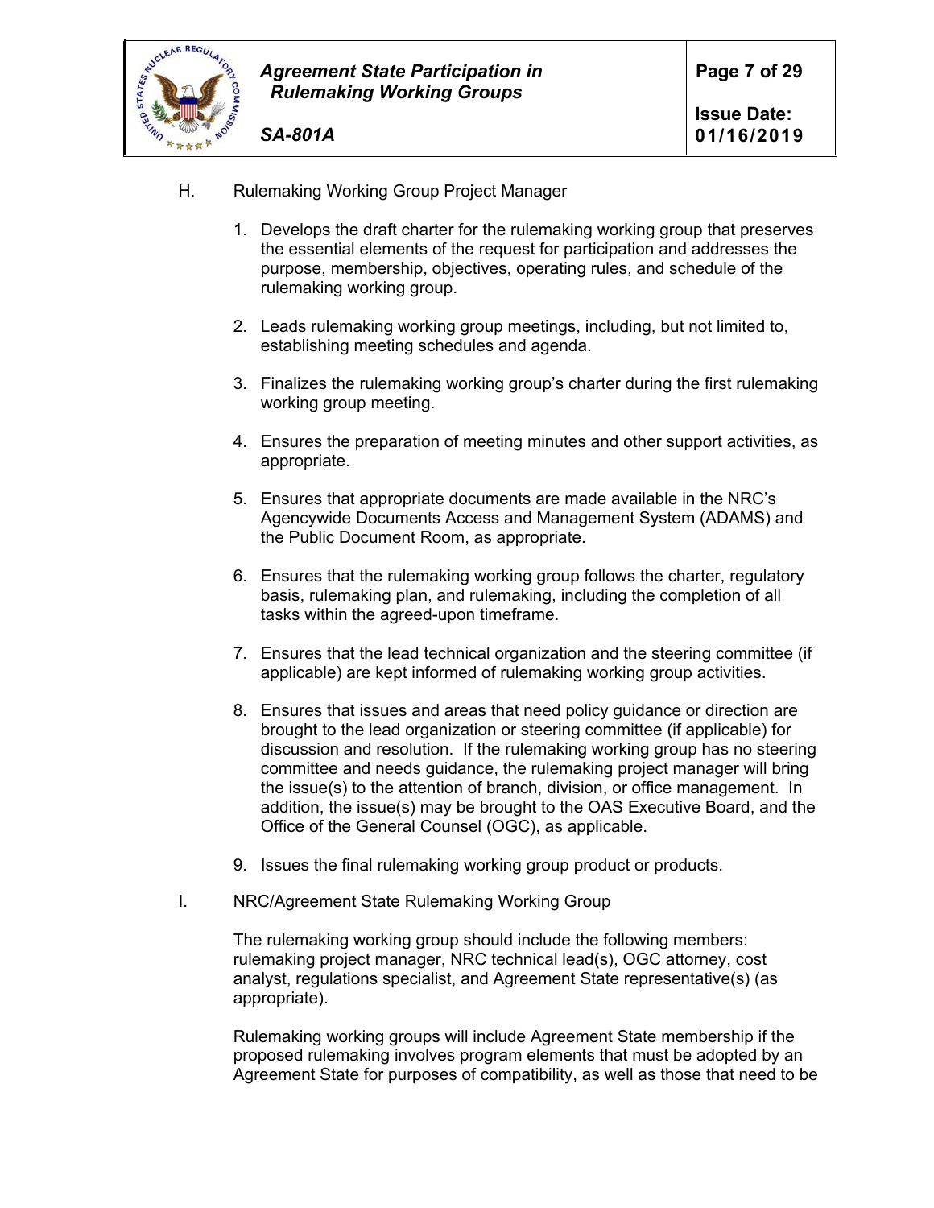H. Rulemaking Working Group Project Manager

1. Develops the draft charter for the rulemaking working group that preserves the essential elements of the request for participation and addresses the purpose, membership, objectives, operating rules, and schedule of the rulemaking working group.

2. Leads rulemaking working group meetings, including, but not limited to, establishing meeting schedules and agenda.

3. Finalizes the rulemaking working group's charter during the first rulemaking working group meeting.

4. Ensures the preparation of meeting minutes and other support activities, as appropriate.

5. Ensures that appropriate documents are made available in the NRC's Agencywide Documents Access and Management System (ADAMS) and the Public Document Room, as appropriate.

6. Ensures that the rulemaking working group follows the charter, regulatory basis, rulemaking plan, and rulemaking, including the completion of all tasks within the agreed-upon timeframe.

7. Ensures that the lead technical organization and the steering committee (if applicable) are kept informed of rulemaking working group activities.

8. Ensures that issues and areas that need policy guidance or direction are brought to the lead organization or steering committee (if applicable) for discussion and resolution. If the rulemaking working group has no steering committee and needs guidance, the rulemaking project manager will bring the issue(s) to the attention of branch, division, or office management. In addition, the issue(s) may be brought to the OAS Executive Board, and the Office of the General Counsel (OGC), as applicable.

9. Issues the final rulemaking working group product or products.

I. NRC/Agreement State Rulemaking Working Group

The rulemaking working group should include the following members: rulemaking project manager, NRC technical lead(s), OGC attorney, cost analyst, regulations specialist, and Agreement State representative(s) (as appropriate).

Rulemaking working groups will include Agreement State membership if the proposed rulemaking involves program elements that must be adopted by an Agreement State for purposes of compatibility, as well as those that need to be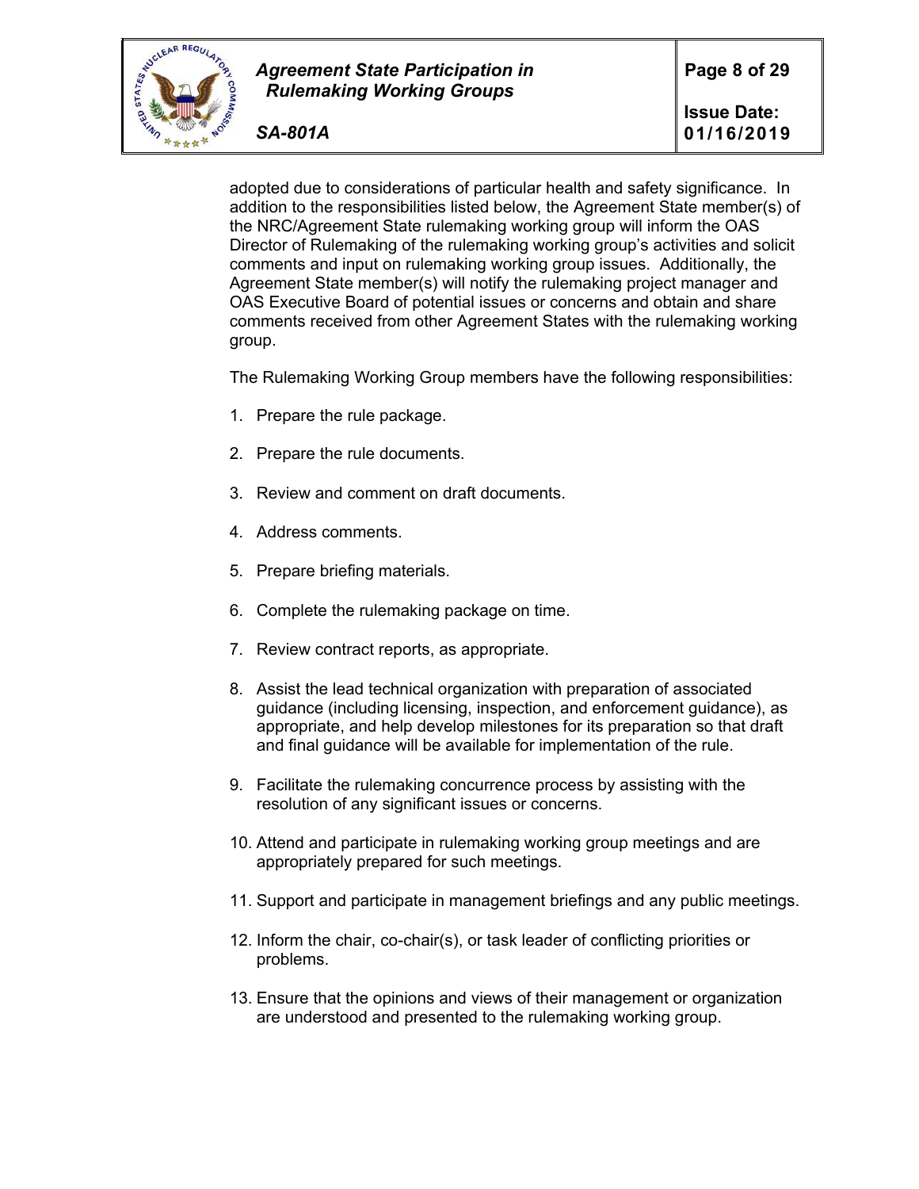adopted due to considerations of particular health and safety significance. In addition to the responsibilities listed below, the Agreement State member(s) of the NRC/Agreement State rulemaking working group will inform the OAS Director of Rulemaking of the rulemaking working group's activities and solicit comments and input on rulemaking working group issues. Additionally, the Agreement State member(s) will notify the rulemaking project manager and OAS Executive Board of potential issues or concerns and obtain and share comments received from other Agreement States with the rulemaking working group.

The Rulemaking Working Group members have the following responsibilities:

1. Prepare the rule package.

2. Prepare the rule documents.

3. Review and comment on draft documents.

4. Address comments.

5. Prepare briefing materials.

6. Complete the rulemaking package on time.

7. Review contract reports, as appropriate.

8. Assist the lead technical organization with preparation of associated guidance (including licensing, inspection, and enforcement guidance), as appropriate, and help develop milestones for its preparation so that draft and final guidance will be available for implementation of the rule.

9. Facilitate the rulemaking concurrence process by assisting with the resolution of any significant issues or concerns.

10. Attend and participate in rulemaking working group meetings and are appropriately prepared for such meetings.

11. Support and participate in management briefings and any public meetings.

12. Inform the chair, co-chair(s), or task leader of conflicting priorities or problems.

13. Ensure that the opinions and views of their management or organization are understood and presented to the rulemaking working group.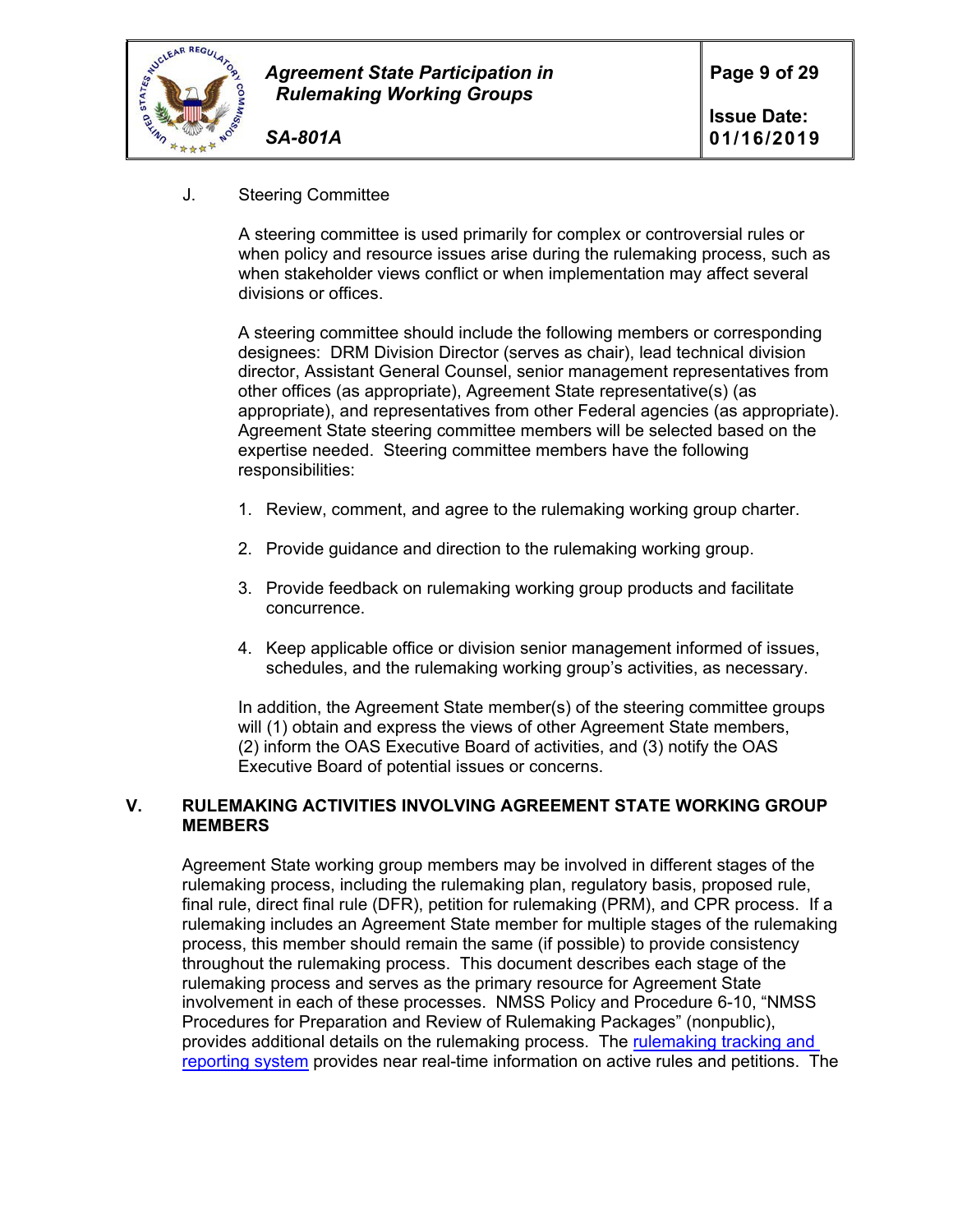J. Steering Committee

A steering committee is used primarily for complex or controversial rules or when policy and resource issues arise during the rulemaking process, such as when stakeholder views conflict or when implementation may affect several divisions or offices.

A steering committee should include the following members or corresponding designees: DRM Division Director (serves as chair), lead technical division director, Assistant General Counsel, senior management representatives from other offices (as appropriate), Agreement State representative(s) (as appropriate), and representatives from other Federal agencies (as appropriate). Agreement State steering committee members will be selected based on the expertise needed. Steering committee members have the following responsibilities:

1. Review, comment, and agree to the rulemaking working group charter.

2. Provide guidance and direction to the rulemaking working group.

3. Provide feedback on rulemaking working group products and facilitate concurrence.

4. Keep applicable office or division senior management informed of issues, schedules, and the rulemaking working group's activities, as necessary.

In addition, the Agreement State member(s) of the steering committee groups will (1) obtain and express the views of other Agreement State members, (2) inform the OAS Executive Board of activities, and (3) notify the OAS Executive Board of potential issues or concerns.

## V. RULEMAKING ACTIVITIES INVOLVING AGREEMENT STATE WORKING GROUP MEMBERS

Agreement State working group members may be involved in different stages of the rulemaking process, including the rulemaking plan, regulatory basis, proposed rule, final rule, direct final rule (DFR), petition for rulemaking (PRM), and CPR process. If a rulemaking includes an Agreement State member for multiple stages of the rulemaking process, this member should remain the same (if possible) to provide consistency throughout the rulemaking process. This document describes each stage of the rulemaking process and serves as the primary resource for Agreement State involvement in each of these processes. NMSS Policy and Procedure 6-10, "NMSS Procedures for Preparation and Review of Rulemaking Packages" (nonpublic), provides additional details on the rulemaking process. The rulemaking tracking and reporting system provides near real-time information on active rules and petitions. The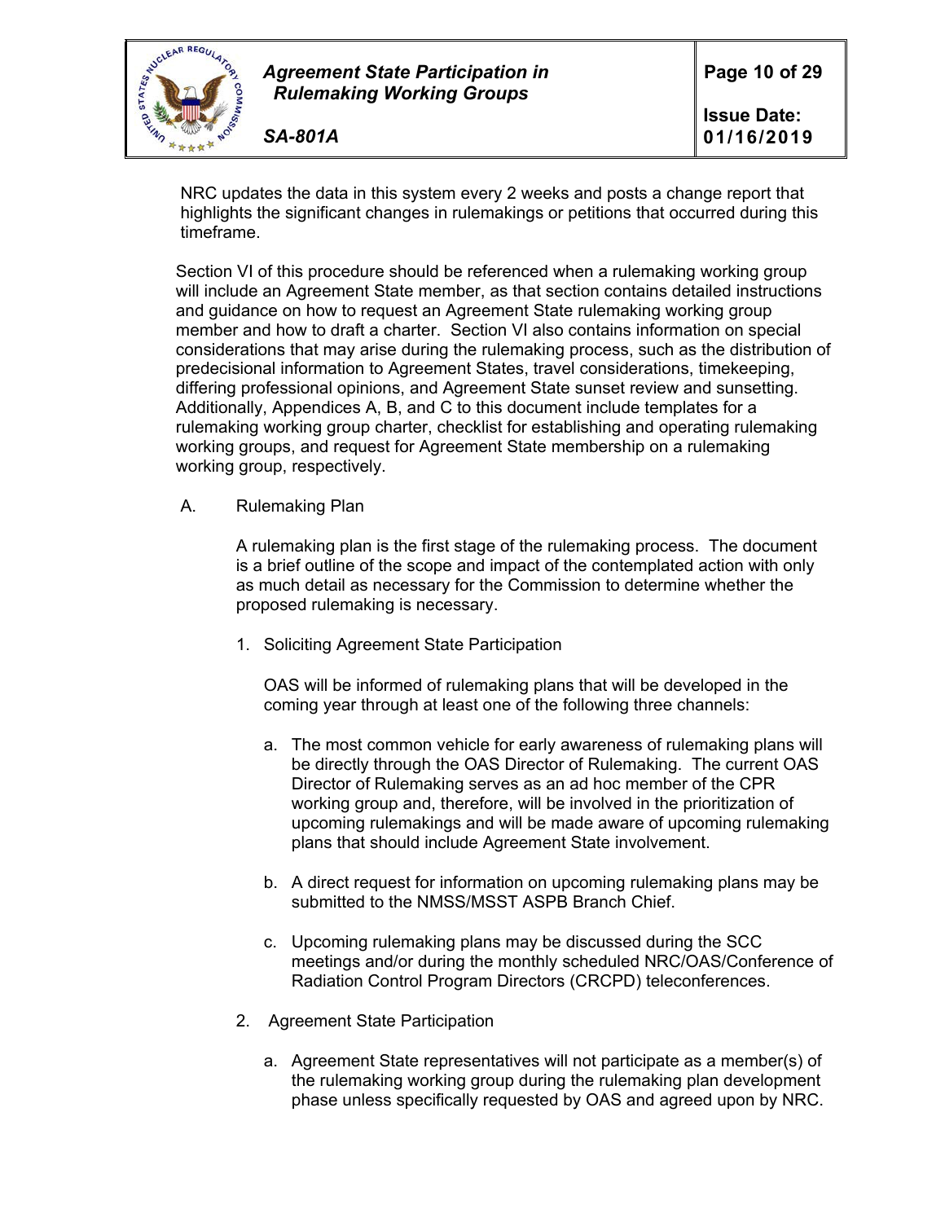NRC updates the data in this system every 2 weeks and posts a change report that highlights the significant changes in rulemakings or petitions that occurred during this timeframe.

Section VI of this procedure should be referenced when a rulemaking working group will include an Agreement State member, as that section contains detailed instructions and guidance on how to request an Agreement State rulemaking working group member and how to draft a charter. Section VI also contains information on special considerations that may arise during the rulemaking process, such as the distribution of predecisional information to Agreement States, travel considerations, timekeeping, differing professional opinions, and Agreement State sunset review and sunsetting. Additionally, Appendices A, B, and C to this document include templates for a rulemaking working group charter, checklist for establishing and operating rulemaking working groups, and request for Agreement State membership on a rulemaking working group, respectively.

A. Rulemaking Plan

A rulemaking plan is the first stage of the rulemaking process. The document is a brief outline of the scope and impact of the contemplated action with only as much detail as necessary for the Commission to determine whether the proposed rulemaking is necessary.

1. Soliciting Agreement State Participation

   OAS will be informed of rulemaking plans that will be developed in the coming year through at least one of the following three channels:

   a. The most common vehicle for early awareness of rulemaking plans will be directly through the OAS Director of Rulemaking. The current OAS Director of Rulemaking serves as an ad hoc member of the CPR working group and, therefore, will be involved in the prioritization of upcoming rulemakings and will be made aware of upcoming rulemaking plans that should include Agreement State involvement.

   b. A direct request for information on upcoming rulemaking plans may be submitted to the NMSS/MSST ASPB Branch Chief.

   c. Upcoming rulemaking plans may be discussed during the SCC meetings and/or during the monthly scheduled NRC/OAS/Conference of Radiation Control Program Directors (CRCPD) teleconferences.

2. Agreement State Participation

   a. Agreement State representatives will not participate as a member(s) of the rulemaking working group during the rulemaking plan development phase unless specifically requested by OAS and agreed upon by NRC.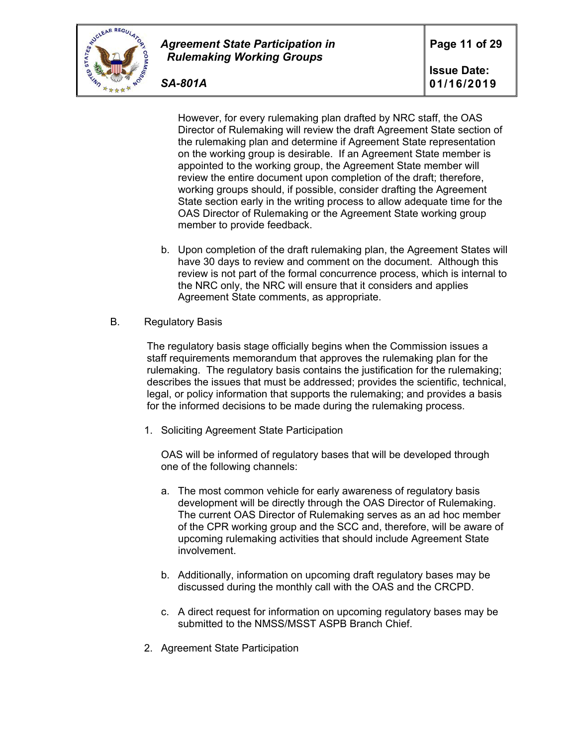However, for every rulemaking plan drafted by NRC staff, the OAS Director of Rulemaking will review the draft Agreement State section of the rulemaking plan and determine if Agreement State representation on the working group is desirable. If an Agreement State member is appointed to the working group, the Agreement State member will review the entire document upon completion of the draft; therefore, working groups should, if possible, consider drafting the Agreement State section early in the writing process to allow adequate time for the OAS Director of Rulemaking or the Agreement State working group member to provide feedback.

b. Upon completion of the draft rulemaking plan, the Agreement States will have 30 days to review and comment on the document. Although this review is not part of the formal concurrence process, which is internal to the NRC only, the NRC will ensure that it considers and applies Agreement State comments, as appropriate.

B. Regulatory Basis

The regulatory basis stage officially begins when the Commission issues a staff requirements memorandum that approves the rulemaking plan for the rulemaking. The regulatory basis contains the justification for the rulemaking; describes the issues that must be addressed; provides the scientific, technical, legal, or policy information that supports the rulemaking; and provides a basis for the informed decisions to be made during the rulemaking process.

1. Soliciting Agreement State Participation

   OAS will be informed of regulatory bases that will be developed through one of the following channels:

   a. The most common vehicle for early awareness of regulatory basis development will be directly through the OAS Director of Rulemaking. The current OAS Director of Rulemaking serves as an ad hoc member of the CPR working group and the SCC and, therefore, will be aware of upcoming rulemaking activities that should include Agreement State involvement.

   b. Additionally, information on upcoming draft regulatory bases may be discussed during the monthly call with the OAS and the CRCPD.

   c. A direct request for information on upcoming regulatory bases may be submitted to the NMSS/MSST ASPB Branch Chief.

2. Agreement State Participation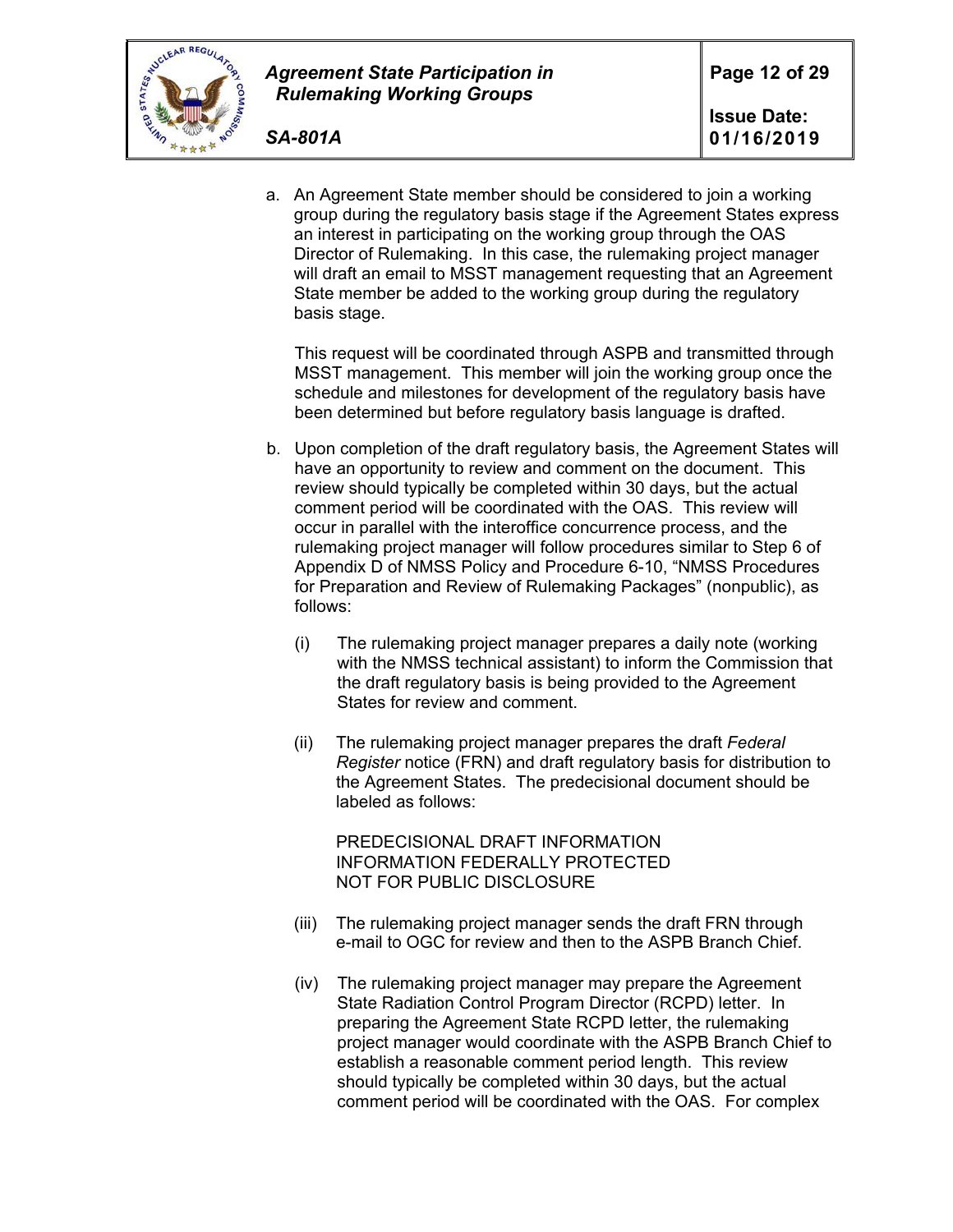a. An Agreement State member should be considered to join a working group during the regulatory basis stage if the Agreement States express an interest in participating on the working group through the OAS Director of Rulemaking. In this case, the rulemaking project manager will draft an email to MSST management requesting that an Agreement State member be added to the working group during the regulatory basis stage.

   This request will be coordinated through ASPB and transmitted through MSST management. This member will join the working group once the schedule and milestones for development of the regulatory basis have been determined but before regulatory basis language is drafted.

b. Upon completion of the draft regulatory basis, the Agreement States will have an opportunity to review and comment on the document. This review should typically be completed within 30 days, but the actual comment period will be coordinated with the OAS. This review will occur in parallel with the interoffice concurrence process, and the rulemaking project manager will follow procedures similar to Step 6 of Appendix D of NMSS Policy and Procedure 6-10, "NMSS Procedures for Preparation and Review of Rulemaking Packages" (nonpublic), as follows:

   (i) The rulemaking project manager prepares a daily note (working with the NMSS technical assistant) to inform the Commission that the draft regulatory basis is being provided to the Agreement States for review and comment.

   (ii) The rulemaking project manager prepares the draft *Federal Register* notice (FRN) and draft regulatory basis for distribution to the Agreement States. The predecisional document should be labeled as follows:

   PREDECISIONAL DRAFT INFORMATION
   INFORMATION FEDERALLY PROTECTED
   NOT FOR PUBLIC DISCLOSURE

   (iii) The rulemaking project manager sends the draft FRN through e-mail to OGC for review and then to the ASPB Branch Chief.

   (iv) The rulemaking project manager may prepare the Agreement State Radiation Control Program Director (RCPD) letter. In preparing the Agreement State RCPD letter, the rulemaking project manager would coordinate with the ASPB Branch Chief to establish a reasonable comment period length. This review should typically be completed within 30 days, but the actual comment period will be coordinated with the OAS. For complex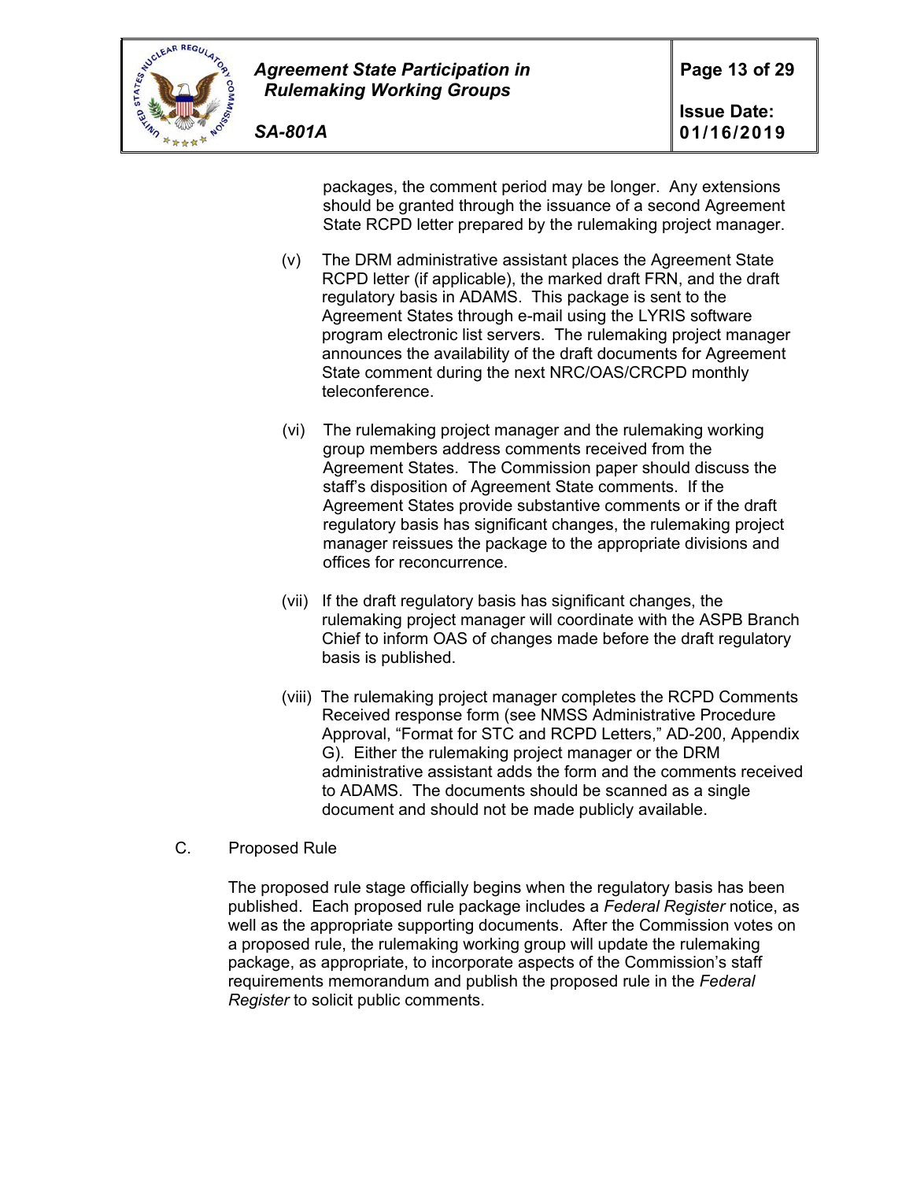packages, the comment period may be longer. Any extensions should be granted through the issuance of a second Agreement State RCPD letter prepared by the rulemaking project manager.

(v) The DRM administrative assistant places the Agreement State RCPD letter (if applicable), the marked draft FRN, and the draft regulatory basis in ADAMS. This package is sent to the Agreement States through e-mail using the LYRIS software program electronic list servers. The rulemaking project manager announces the availability of the draft documents for Agreement State comment during the next NRC/OAS/CRCPD monthly teleconference.

(vi) The rulemaking project manager and the rulemaking working group members address comments received from the Agreement States. The Commission paper should discuss the staff's disposition of Agreement State comments. If the Agreement States provide substantive comments or if the draft regulatory basis has significant changes, the rulemaking project manager reissues the package to the appropriate divisions and offices for reconcurrence.

(vii) If the draft regulatory basis has significant changes, the rulemaking project manager will coordinate with the ASPB Branch Chief to inform OAS of changes made before the draft regulatory basis is published.

(viii) The rulemaking project manager completes the RCPD Comments Received response form (see NMSS Administrative Procedure Approval, "Format for STC and RCPD Letters," AD-200, Appendix G). Either the rulemaking project manager or the DRM administrative assistant adds the form and the comments received to ADAMS. The documents should be scanned as a single document and should not be made publicly available.

C. Proposed Rule

The proposed rule stage officially begins when the regulatory basis has been published. Each proposed rule package includes a *Federal Register* notice, as well as the appropriate supporting documents. After the Commission votes on a proposed rule, the rulemaking working group will update the rulemaking package, as appropriate, to incorporate aspects of the Commission's staff requirements memorandum and publish the proposed rule in the *Federal Register* to solicit public comments.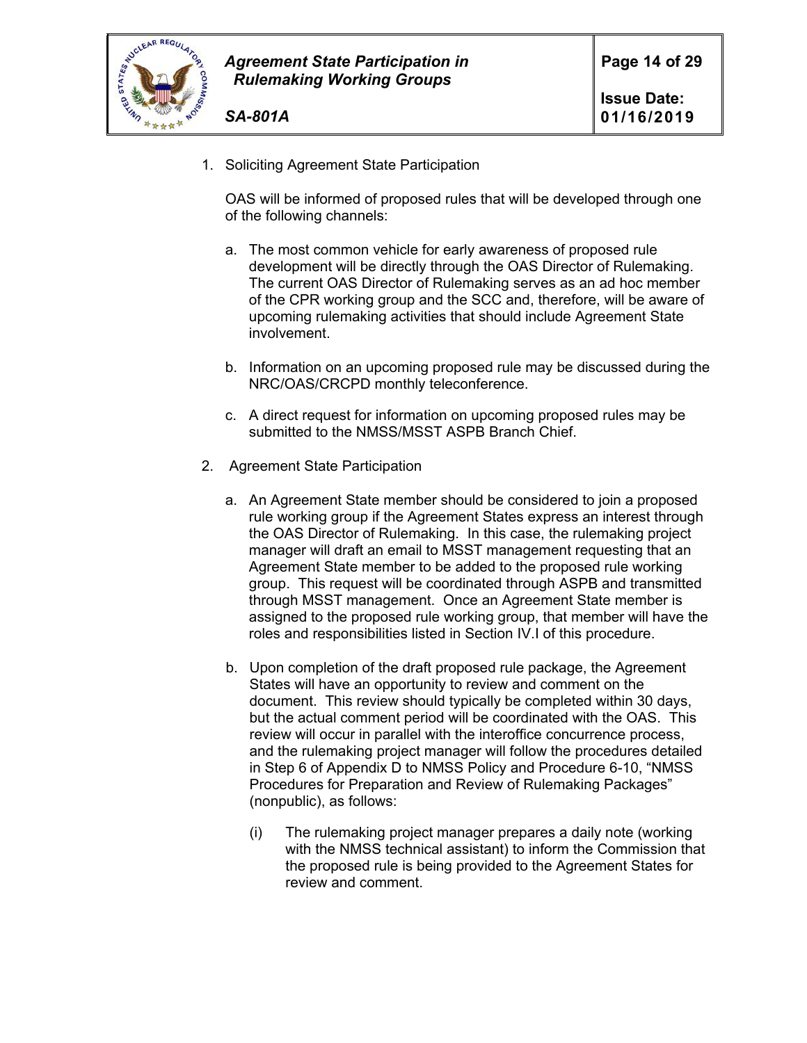1. Soliciting Agreement State Participation

   OAS will be informed of proposed rules that will be developed through one of the following channels:

   a. The most common vehicle for early awareness of proposed rule development will be directly through the OAS Director of Rulemaking. The current OAS Director of Rulemaking serves as an ad hoc member of the CPR working group and the SCC and, therefore, will be aware of upcoming rulemaking activities that should include Agreement State involvement.

   b. Information on an upcoming proposed rule may be discussed during the NRC/OAS/CRCPD monthly teleconference.

   c. A direct request for information on upcoming proposed rules may be submitted to the NMSS/MSST ASPB Branch Chief.

2. Agreement State Participation

   a. An Agreement State member should be considered to join a proposed rule working group if the Agreement States express an interest through the OAS Director of Rulemaking. In this case, the rulemaking project manager will draft an email to MSST management requesting that an Agreement State member to be added to the proposed rule working group. This request will be coordinated through ASPB and transmitted through MSST management. Once an Agreement State member is assigned to the proposed rule working group, that member will have the roles and responsibilities listed in Section IV.I of this procedure.

   b. Upon completion of the draft proposed rule package, the Agreement States will have an opportunity to review and comment on the document. This review should typically be completed within 30 days, but the actual comment period will be coordinated with the OAS. This review will occur in parallel with the interoffice concurrence process, and the rulemaking project manager will follow the procedures detailed in Step 6 of Appendix D to NMSS Policy and Procedure 6-10, "NMSS Procedures for Preparation and Review of Rulemaking Packages" (nonpublic), as follows:

      (i) The rulemaking project manager prepares a daily note (working with the NMSS technical assistant) to inform the Commission that the proposed rule is being provided to the Agreement States for review and comment.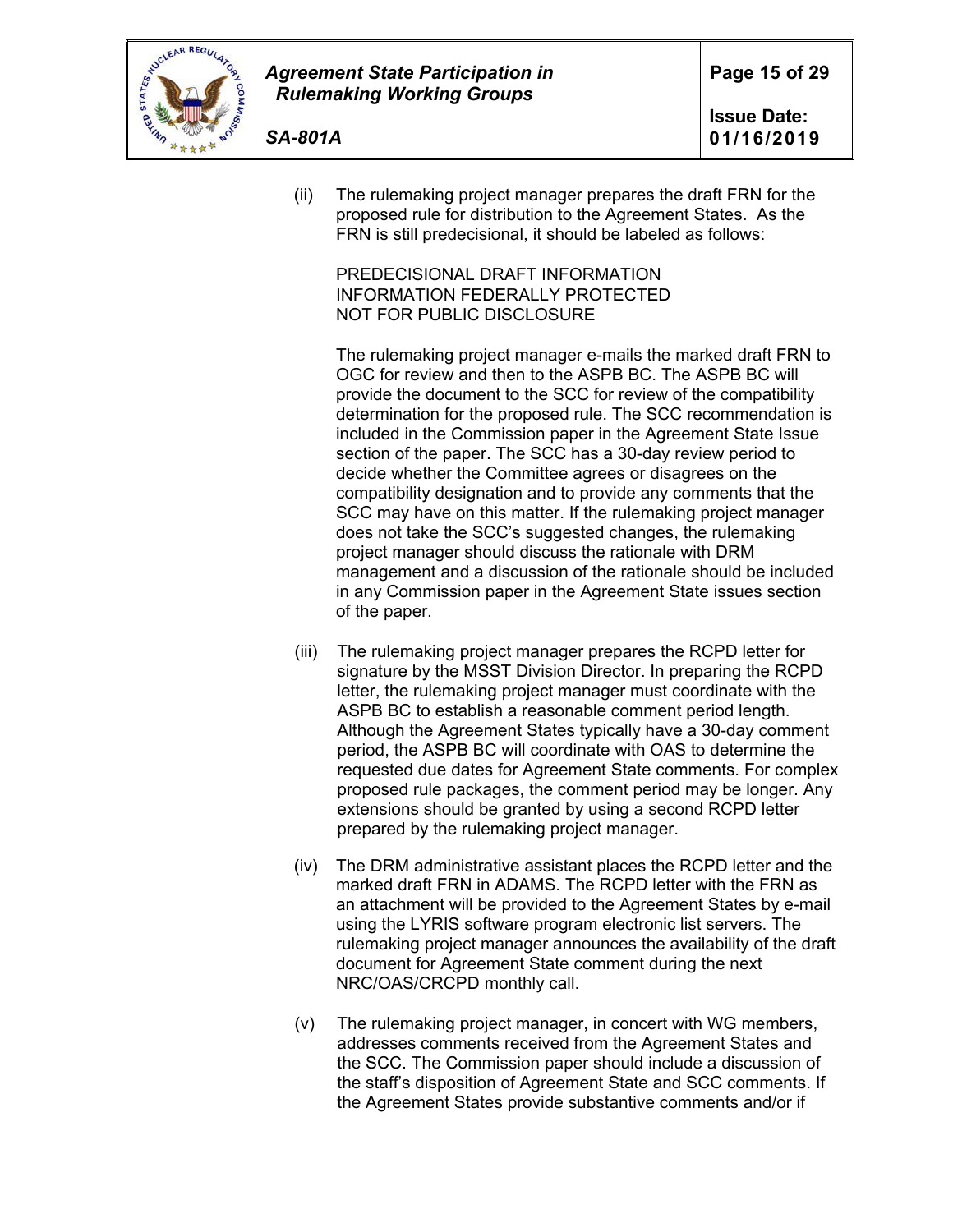(ii) The rulemaking project manager prepares the draft FRN for the proposed rule for distribution to the Agreement States. As the FRN is still predecisional, it should be labeled as follows:

PREDECISIONAL DRAFT INFORMATION
INFORMATION FEDERALLY PROTECTED
NOT FOR PUBLIC DISCLOSURE

The rulemaking project manager e-mails the marked draft FRN to OGC for review and then to the ASPB BC. The ASPB BC will provide the document to the SCC for review of the compatibility determination for the proposed rule. The SCC recommendation is included in the Commission paper in the Agreement State Issue section of the paper. The SCC has a 30-day review period to decide whether the Committee agrees or disagrees on the compatibility designation and to provide any comments that the SCC may have on this matter. If the rulemaking project manager does not take the SCC's suggested changes, the rulemaking project manager should discuss the rationale with DRM management and a discussion of the rationale should be included in any Commission paper in the Agreement State issues section of the paper.

(iii) The rulemaking project manager prepares the RCPD letter for signature by the MSST Division Director. In preparing the RCPD letter, the rulemaking project manager must coordinate with the ASPB BC to establish a reasonable comment period length. Although the Agreement States typically have a 30-day comment period, the ASPB BC will coordinate with OAS to determine the requested due dates for Agreement State comments. For complex proposed rule packages, the comment period may be longer. Any extensions should be granted by using a second RCPD letter prepared by the rulemaking project manager.

(iv) The DRM administrative assistant places the RCPD letter and the marked draft FRN in ADAMS. The RCPD letter with the FRN as an attachment will be provided to the Agreement States by e-mail using the LYRIS software program electronic list servers. The rulemaking project manager announces the availability of the draft document for Agreement State comment during the next NRC/OAS/CRCPD monthly call.

(v) The rulemaking project manager, in concert with WG members, addresses comments received from the Agreement States and the SCC. The Commission paper should include a discussion of the staff's disposition of Agreement State and SCC comments. If the Agreement States provide substantive comments and/or if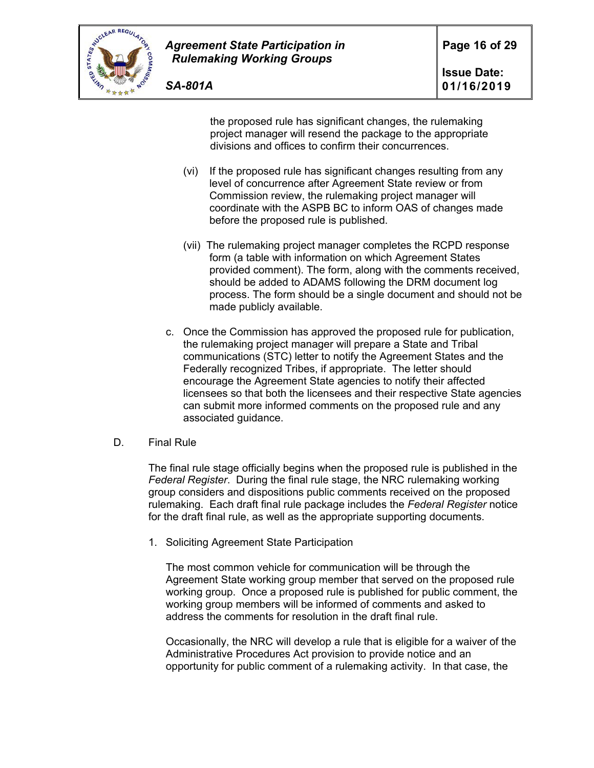the proposed rule has significant changes, the rulemaking project manager will resend the package to the appropriate divisions and offices to confirm their concurrences.

(vi) If the proposed rule has significant changes resulting from any level of concurrence after Agreement State review or from Commission review, the rulemaking project manager will coordinate with the ASPB BC to inform OAS of changes made before the proposed rule is published.

(vii) The rulemaking project manager completes the RCPD response form (a table with information on which Agreement States provided comment). The form, along with the comments received, should be added to ADAMS following the DRM document log process. The form should be a single document and should not be made publicly available.

c. Once the Commission has approved the proposed rule for publication, the rulemaking project manager will prepare a State and Tribal communications (STC) letter to notify the Agreement States and the Federally recognized Tribes, if appropriate. The letter should encourage the Agreement State agencies to notify their affected licensees so that both the licensees and their respective State agencies can submit more informed comments on the proposed rule and any associated guidance.

D. Final Rule

The final rule stage officially begins when the proposed rule is published in the *Federal Register*. During the final rule stage, the NRC rulemaking working group considers and dispositions public comments received on the proposed rulemaking. Each draft final rule package includes the *Federal Register* notice for the draft final rule, as well as the appropriate supporting documents.

1. Soliciting Agreement State Participation

The most common vehicle for communication will be through the Agreement State working group member that served on the proposed rule working group. Once a proposed rule is published for public comment, the working group members will be informed of comments and asked to address the comments for resolution in the draft final rule.

Occasionally, the NRC will develop a rule that is eligible for a waiver of the Administrative Procedures Act provision to provide notice and an opportunity for public comment of a rulemaking activity. In that case, the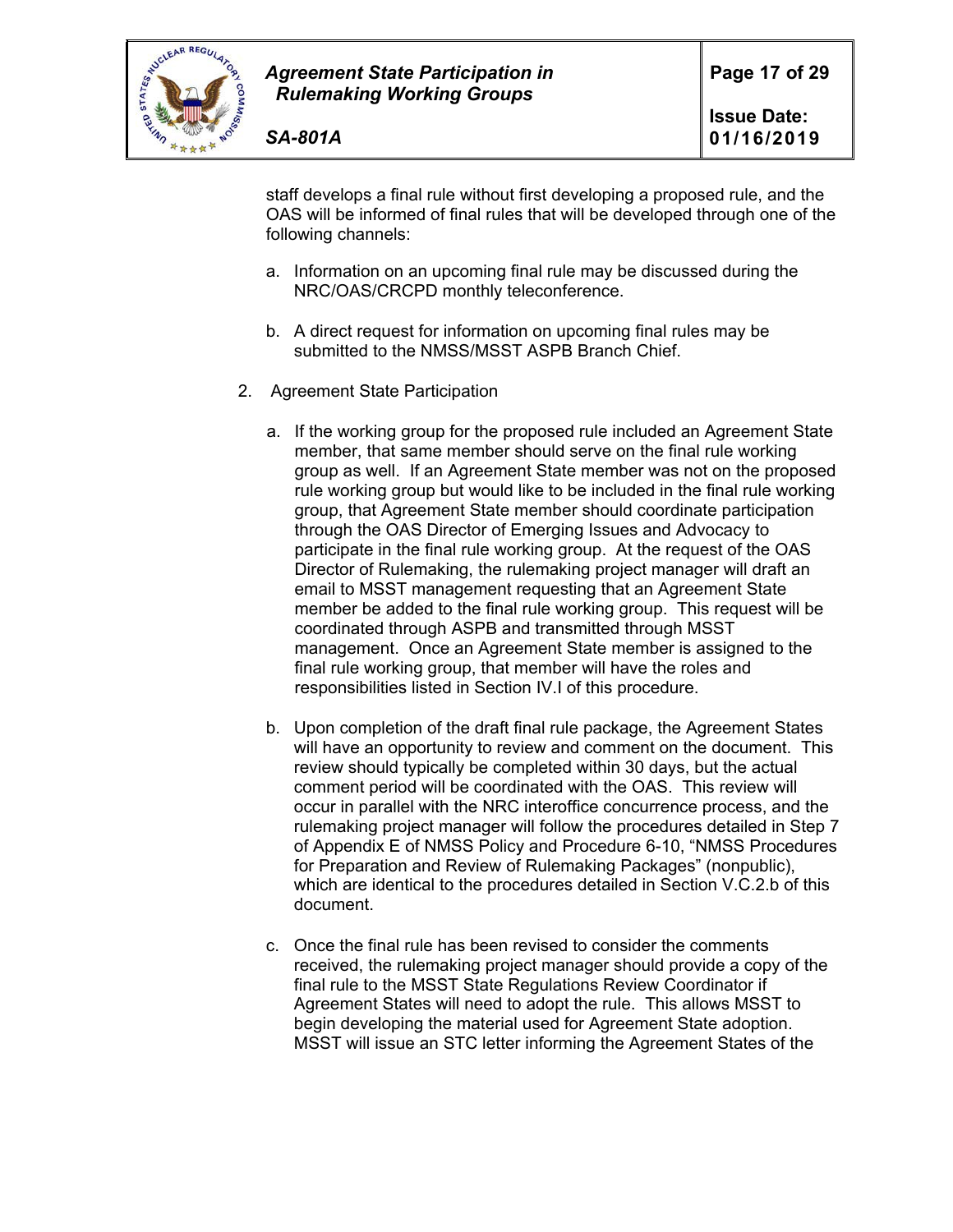staff develops a final rule without first developing a proposed rule, and the OAS will be informed of final rules that will be developed through one of the following channels:

a. Information on an upcoming final rule may be discussed during the NRC/OAS/CRCPD monthly teleconference.

b. A direct request for information on upcoming final rules may be submitted to the NMSS/MSST ASPB Branch Chief.

2. Agreement State Participation

a. If the working group for the proposed rule included an Agreement State member, that same member should serve on the final rule working group as well. If an Agreement State member was not on the proposed rule working group but would like to be included in the final rule working group, that Agreement State member should coordinate participation through the OAS Director of Emerging Issues and Advocacy to participate in the final rule working group. At the request of the OAS Director of Rulemaking, the rulemaking project manager will draft an email to MSST management requesting that an Agreement State member be added to the final rule working group. This request will be coordinated through ASPB and transmitted through MSST management. Once an Agreement State member is assigned to the final rule working group, that member will have the roles and responsibilities listed in Section IV.I of this procedure.

b. Upon completion of the draft final rule package, the Agreement States will have an opportunity to review and comment on the document. This review should typically be completed within 30 days, but the actual comment period will be coordinated with the OAS. This review will occur in parallel with the NRC interoffice concurrence process, and the rulemaking project manager will follow the procedures detailed in Step 7 of Appendix E of NMSS Policy and Procedure 6-10, "NMSS Procedures for Preparation and Review of Rulemaking Packages" (nonpublic), which are identical to the procedures detailed in Section V.C.2.b of this document.

c. Once the final rule has been revised to consider the comments received, the rulemaking project manager should provide a copy of the final rule to the MSST State Regulations Review Coordinator if Agreement States will need to adopt the rule. This allows MSST to begin developing the material used for Agreement State adoption. MSST will issue an STC letter informing the Agreement States of the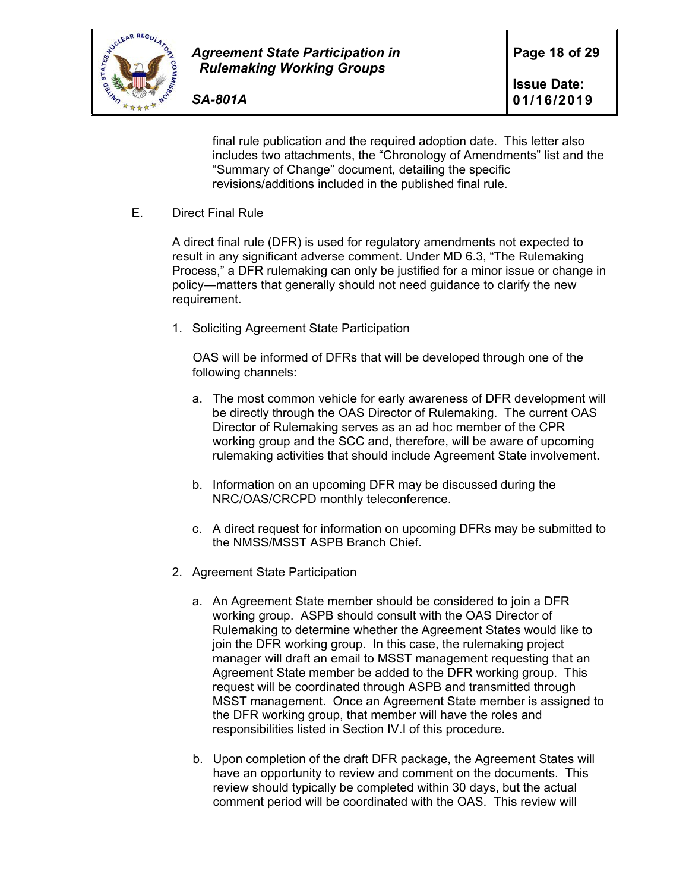final rule publication and the required adoption date. This letter also includes two attachments, the "Chronology of Amendments" list and the "Summary of Change" document, detailing the specific revisions/additions included in the published final rule.

E. Direct Final Rule

A direct final rule (DFR) is used for regulatory amendments not expected to result in any significant adverse comment. Under MD 6.3, "The Rulemaking Process," a DFR rulemaking can only be justified for a minor issue or change in policy—matters that generally should not need guidance to clarify the new requirement.

1. Soliciting Agreement State Participation

   OAS will be informed of DFRs that will be developed through one of the following channels:

   a. The most common vehicle for early awareness of DFR development will be directly through the OAS Director of Rulemaking. The current OAS Director of Rulemaking serves as an ad hoc member of the CPR working group and the SCC and, therefore, will be aware of upcoming rulemaking activities that should include Agreement State involvement.

   b. Information on an upcoming DFR may be discussed during the NRC/OAS/CRCPD monthly teleconference.

   c. A direct request for information on upcoming DFRs may be submitted to the NMSS/MSST ASPB Branch Chief.

2. Agreement State Participation

   a. An Agreement State member should be considered to join a DFR working group. ASPB should consult with the OAS Director of Rulemaking to determine whether the Agreement States would like to join the DFR working group. In this case, the rulemaking project manager will draft an email to MSST management requesting that an Agreement State member be added to the DFR working group. This request will be coordinated through ASPB and transmitted through MSST management. Once an Agreement State member is assigned to the DFR working group, that member will have the roles and responsibilities listed in Section IV.I of this procedure.

   b. Upon completion of the draft DFR package, the Agreement States will have an opportunity to review and comment on the documents. This review should typically be completed within 30 days, but the actual comment period will be coordinated with the OAS. This review will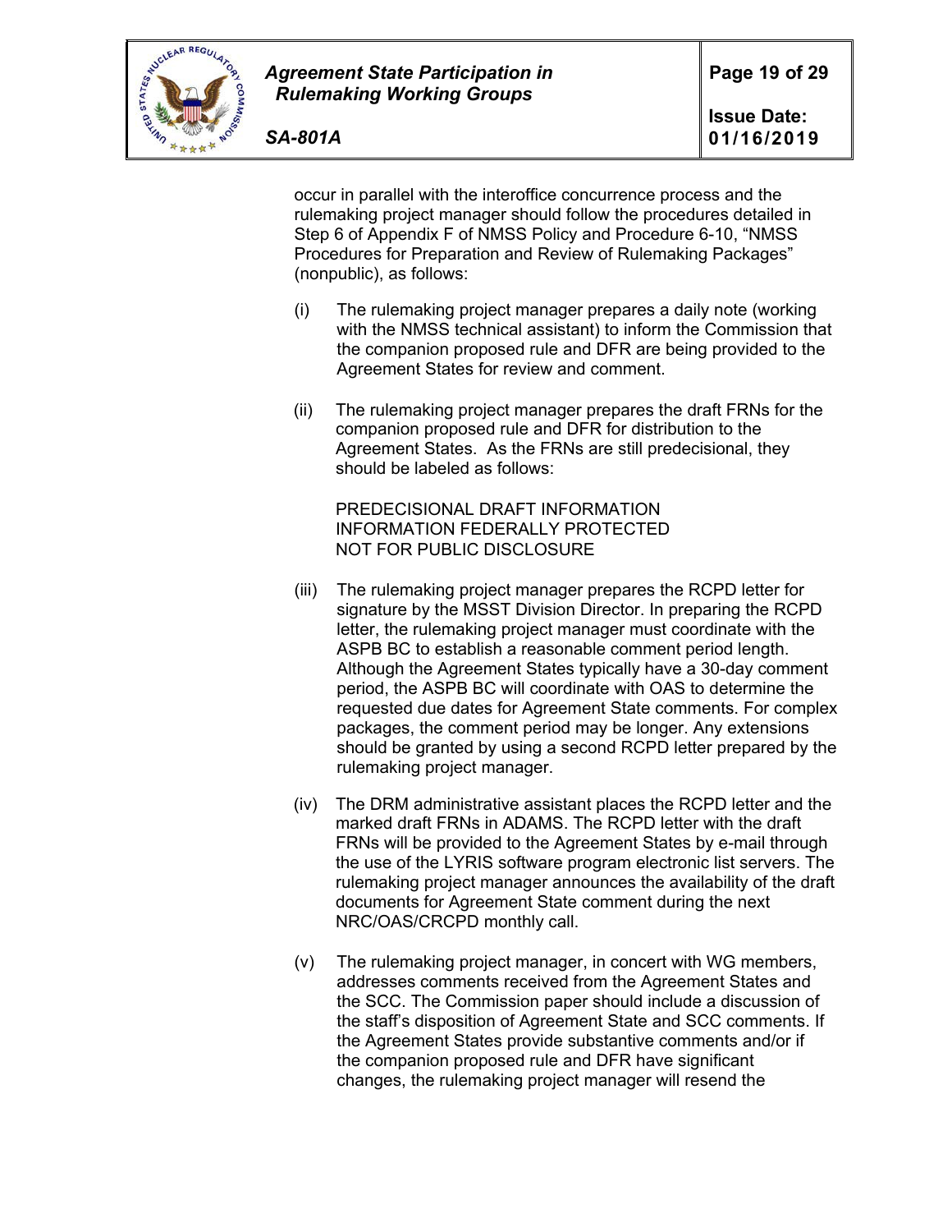occur in parallel with the interoffice concurrence process and the rulemaking project manager should follow the procedures detailed in Step 6 of Appendix F of NMSS Policy and Procedure 6-10, "NMSS Procedures for Preparation and Review of Rulemaking Packages" (nonpublic), as follows:

(i) The rulemaking project manager prepares a daily note (working with the NMSS technical assistant) to inform the Commission that the companion proposed rule and DFR are being provided to the Agreement States for review and comment.

(ii) The rulemaking project manager prepares the draft FRNs for the companion proposed rule and DFR for distribution to the Agreement States. As the FRNs are still predecisional, they should be labeled as follows:

PREDECISIONAL DRAFT INFORMATION
INFORMATION FEDERALLY PROTECTED
NOT FOR PUBLIC DISCLOSURE

(iii) The rulemaking project manager prepares the RCPD letter for signature by the MSST Division Director. In preparing the RCPD letter, the rulemaking project manager must coordinate with the ASPB BC to establish a reasonable comment period length. Although the Agreement States typically have a 30-day comment period, the ASPB BC will coordinate with OAS to determine the requested due dates for Agreement State comments. For complex packages, the comment period may be longer. Any extensions should be granted by using a second RCPD letter prepared by the rulemaking project manager.

(iv) The DRM administrative assistant places the RCPD letter and the marked draft FRNs in ADAMS. The RCPD letter with the draft FRNs will be provided to the Agreement States by e-mail through the use of the LYRIS software program electronic list servers. The rulemaking project manager announces the availability of the draft documents for Agreement State comment during the next NRC/OAS/CRCPD monthly call.

(v) The rulemaking project manager, in concert with WG members, addresses comments received from the Agreement States and the SCC. The Commission paper should include a discussion of the staff's disposition of Agreement State and SCC comments. If the Agreement States provide substantive comments and/or if the companion proposed rule and DFR have significant changes, the rulemaking project manager will resend the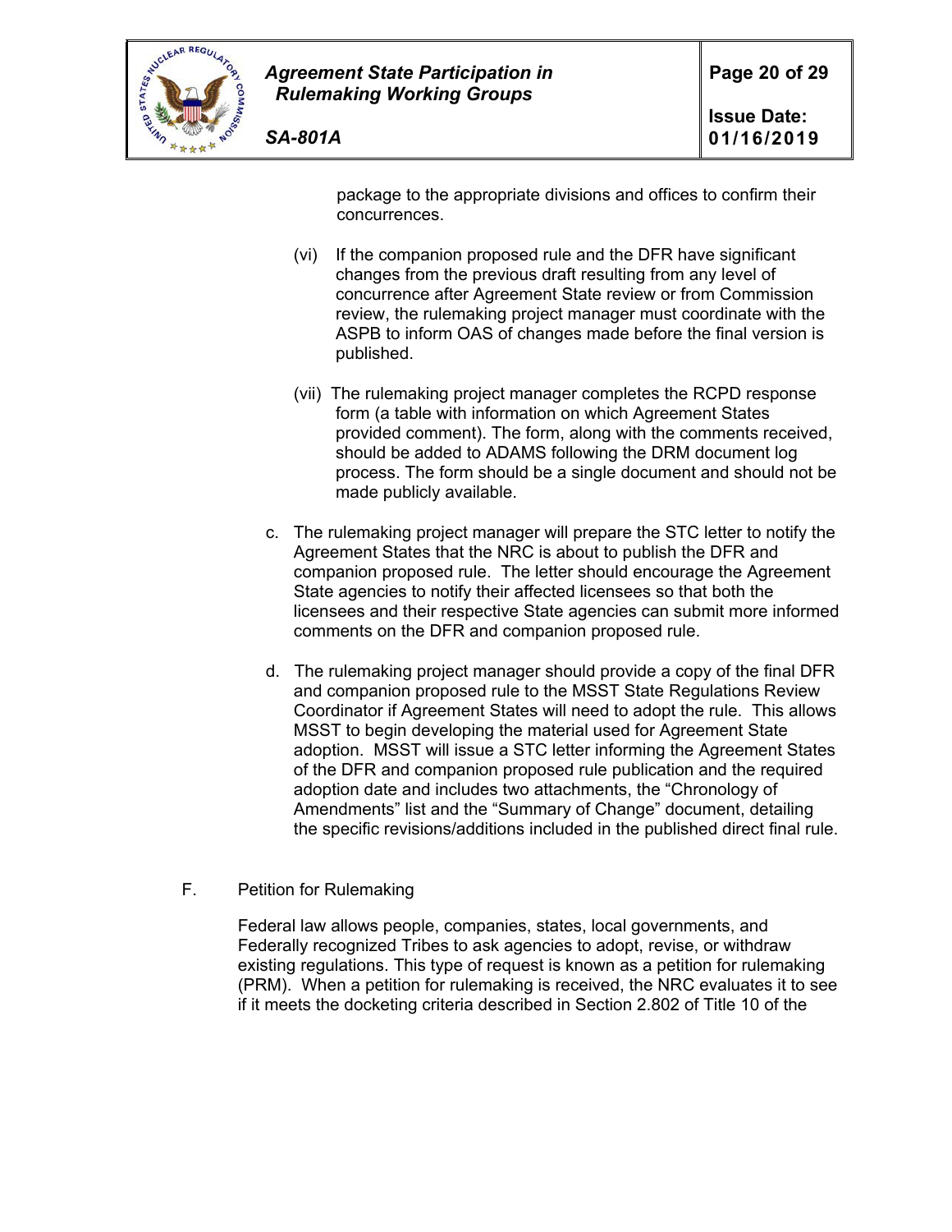package to the appropriate divisions and offices to confirm their concurrences.

(vi) If the companion proposed rule and the DFR have significant changes from the previous draft resulting from any level of concurrence after Agreement State review or from Commission review, the rulemaking project manager must coordinate with the ASPB to inform OAS of changes made before the final version is published.

(vii) The rulemaking project manager completes the RCPD response form (a table with information on which Agreement States provided comment). The form, along with the comments received, should be added to ADAMS following the DRM document log process. The form should be a single document and should not be made publicly available.

c. The rulemaking project manager will prepare the STC letter to notify the Agreement States that the NRC is about to publish the DFR and companion proposed rule. The letter should encourage the Agreement State agencies to notify their affected licensees so that both the licensees and their respective State agencies can submit more informed comments on the DFR and companion proposed rule.

d. The rulemaking project manager should provide a copy of the final DFR and companion proposed rule to the MSST State Regulations Review Coordinator if Agreement States will need to adopt the rule. This allows MSST to begin developing the material used for Agreement State adoption. MSST will issue a STC letter informing the Agreement States of the DFR and companion proposed rule publication and the required adoption date and includes two attachments, the "Chronology of Amendments" list and the "Summary of Change" document, detailing the specific revisions/additions included in the published direct final rule.

F. Petition for Rulemaking

Federal law allows people, companies, states, local governments, and Federally recognized Tribes to ask agencies to adopt, revise, or withdraw existing regulations. This type of request is known as a petition for rulemaking (PRM). When a petition for rulemaking is received, the NRC evaluates it to see if it meets the docketing criteria described in Section 2.802 of Title 10 of the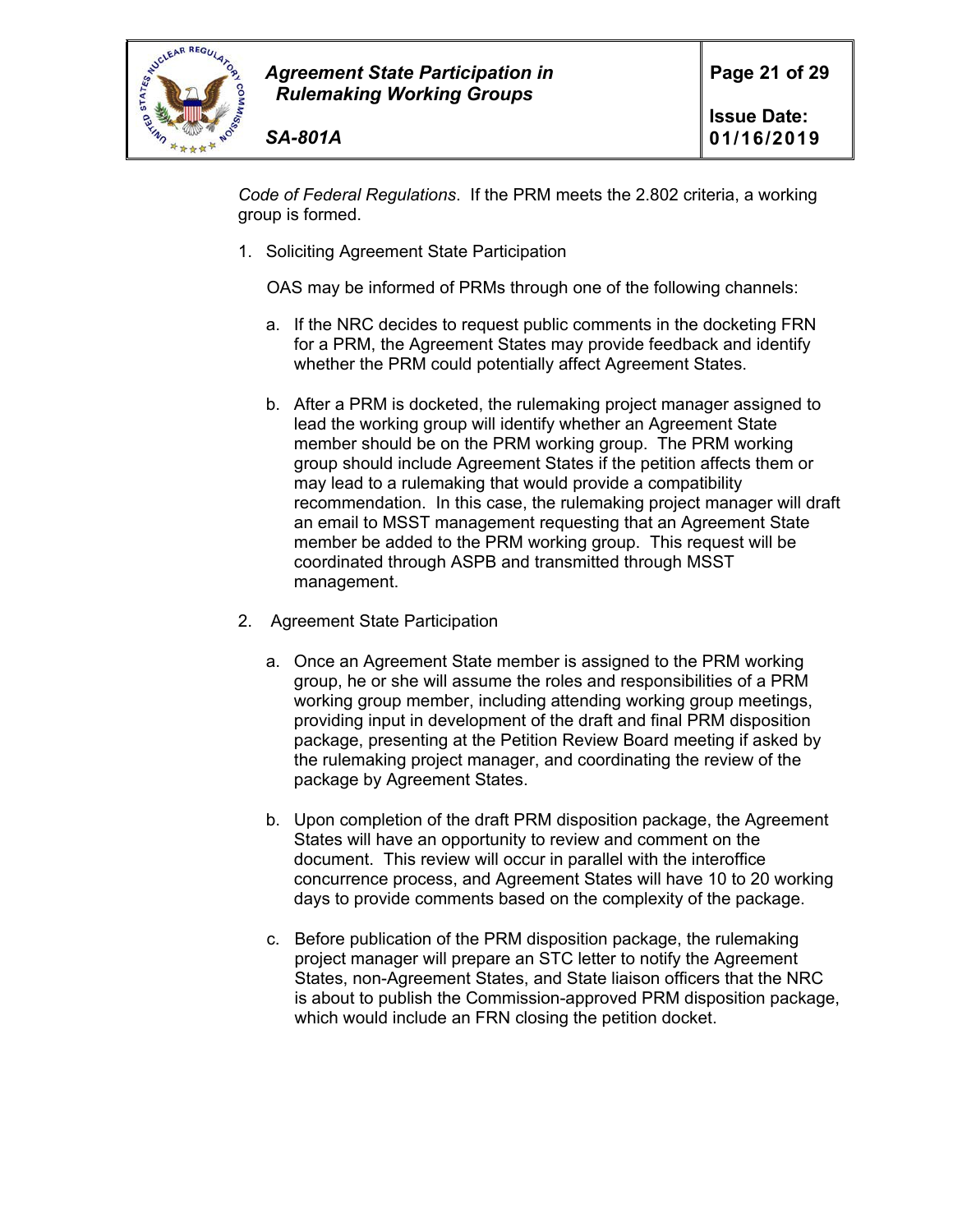*Code of Federal Regulations*. If the PRM meets the 2.802 criteria, a working group is formed.

1. Soliciting Agreement State Participation

   OAS may be informed of PRMs through one of the following channels:

   a. If the NRC decides to request public comments in the docketing FRN for a PRM, the Agreement States may provide feedback and identify whether the PRM could potentially affect Agreement States.

   b. After a PRM is docketed, the rulemaking project manager assigned to lead the working group will identify whether an Agreement State member should be on the PRM working group. The PRM working group should include Agreement States if the petition affects them or may lead to a rulemaking that would provide a compatibility recommendation. In this case, the rulemaking project manager will draft an email to MSST management requesting that an Agreement State member be added to the PRM working group. This request will be coordinated through ASPB and transmitted through MSST management.

2. Agreement State Participation

   a. Once an Agreement State member is assigned to the PRM working group, he or she will assume the roles and responsibilities of a PRM working group member, including attending working group meetings, providing input in development of the draft and final PRM disposition package, presenting at the Petition Review Board meeting if asked by the rulemaking project manager, and coordinating the review of the package by Agreement States.

   b. Upon completion of the draft PRM disposition package, the Agreement States will have an opportunity to review and comment on the document. This review will occur in parallel with the interoffice concurrence process, and Agreement States will have 10 to 20 working days to provide comments based on the complexity of the package.

   c. Before publication of the PRM disposition package, the rulemaking project manager will prepare an STC letter to notify the Agreement States, non-Agreement States, and State liaison officers that the NRC is about to publish the Commission-approved PRM disposition package, which would include an FRN closing the petition docket.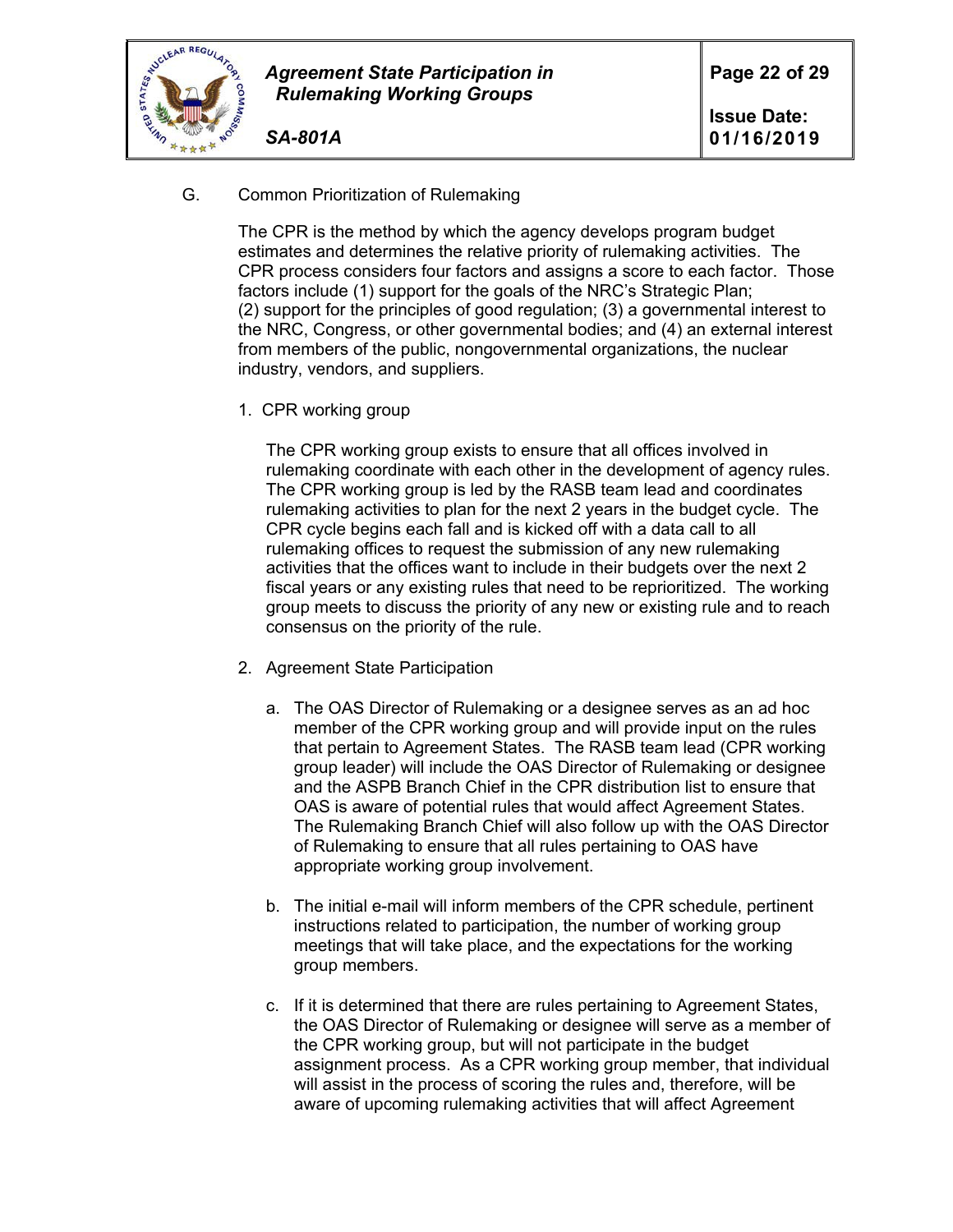G. Common Prioritization of Rulemaking

The CPR is the method by which the agency develops program budget estimates and determines the relative priority of rulemaking activities. The CPR process considers four factors and assigns a score to each factor. Those factors include (1) support for the goals of the NRC's Strategic Plan; (2) support for the principles of good regulation; (3) a governmental interest to the NRC, Congress, or other governmental bodies; and (4) an external interest from members of the public, nongovernmental organizations, the nuclear industry, vendors, and suppliers.

1. CPR working group

   The CPR working group exists to ensure that all offices involved in rulemaking coordinate with each other in the development of agency rules. The CPR working group is led by the RASB team lead and coordinates rulemaking activities to plan for the next 2 years in the budget cycle. The CPR cycle begins each fall and is kicked off with a data call to all rulemaking offices to request the submission of any new rulemaking activities that the offices want to include in their budgets over the next 2 fiscal years or any existing rules that need to be reprioritized. The working group meets to discuss the priority of any new or existing rule and to reach consensus on the priority of the rule.

2. Agreement State Participation

   a. The OAS Director of Rulemaking or a designee serves as an ad hoc member of the CPR working group and will provide input on the rules that pertain to Agreement States. The RASB team lead (CPR working group leader) will include the OAS Director of Rulemaking or designee and the ASPB Branch Chief in the CPR distribution list to ensure that OAS is aware of potential rules that would affect Agreement States. The Rulemaking Branch Chief will also follow up with the OAS Director of Rulemaking to ensure that all rules pertaining to OAS have appropriate working group involvement.

   b. The initial e-mail will inform members of the CPR schedule, pertinent instructions related to participation, the number of working group meetings that will take place, and the expectations for the working group members.

   c. If it is determined that there are rules pertaining to Agreement States, the OAS Director of Rulemaking or designee will serve as a member of the CPR working group, but will not participate in the budget assignment process. As a CPR working group member, that individual will assist in the process of scoring the rules and, therefore, will be aware of upcoming rulemaking activities that will affect Agreement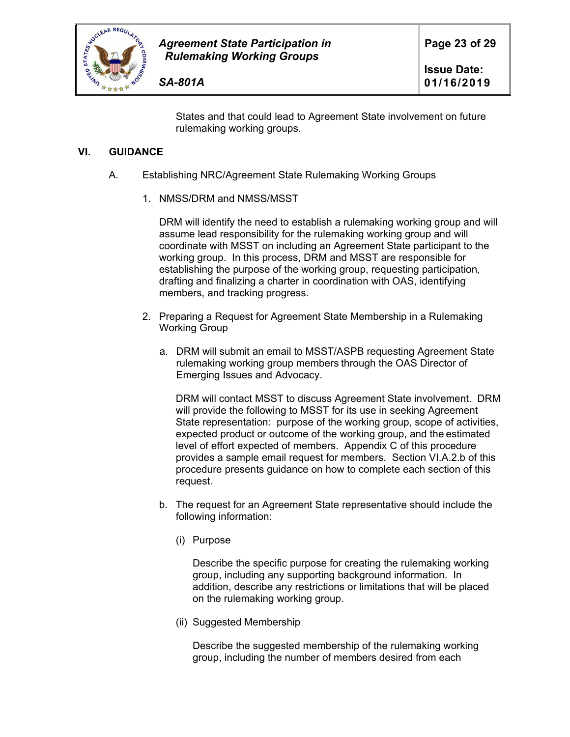States and that could lead to Agreement State involvement on future rulemaking working groups.

## VI. GUIDANCE

### A. Establishing NRC/Agreement State Rulemaking Working Groups

1. NMSS/DRM and NMSS/MSST

   DRM will identify the need to establish a rulemaking working group and will assume lead responsibility for the rulemaking working group and will coordinate with MSST on including an Agreement State participant to the working group. In this process, DRM and MSST are responsible for establishing the purpose of the working group, requesting participation, drafting and finalizing a charter in coordination with OAS, identifying members, and tracking progress.

2. Preparing a Request for Agreement State Membership in a Rulemaking Working Group

   a. DRM will submit an email to MSST/ASPB requesting Agreement State rulemaking working group members through the OAS Director of Emerging Issues and Advocacy.

      DRM will contact MSST to discuss Agreement State involvement. DRM will provide the following to MSST for its use in seeking Agreement State representation: purpose of the working group, scope of activities, expected product or outcome of the working group, and the estimated level of effort expected of members. Appendix C of this procedure provides a sample email request for members. Section VI.A.2.b of this procedure presents guidance on how to complete each section of this request.

   b. The request for an Agreement State representative should include the following information:

      (i) Purpose

      Describe the specific purpose for creating the rulemaking working group, including any supporting background information. In addition, describe any restrictions or limitations that will be placed on the rulemaking working group.

      (ii) Suggested Membership

      Describe the suggested membership of the rulemaking working group, including the number of members desired from each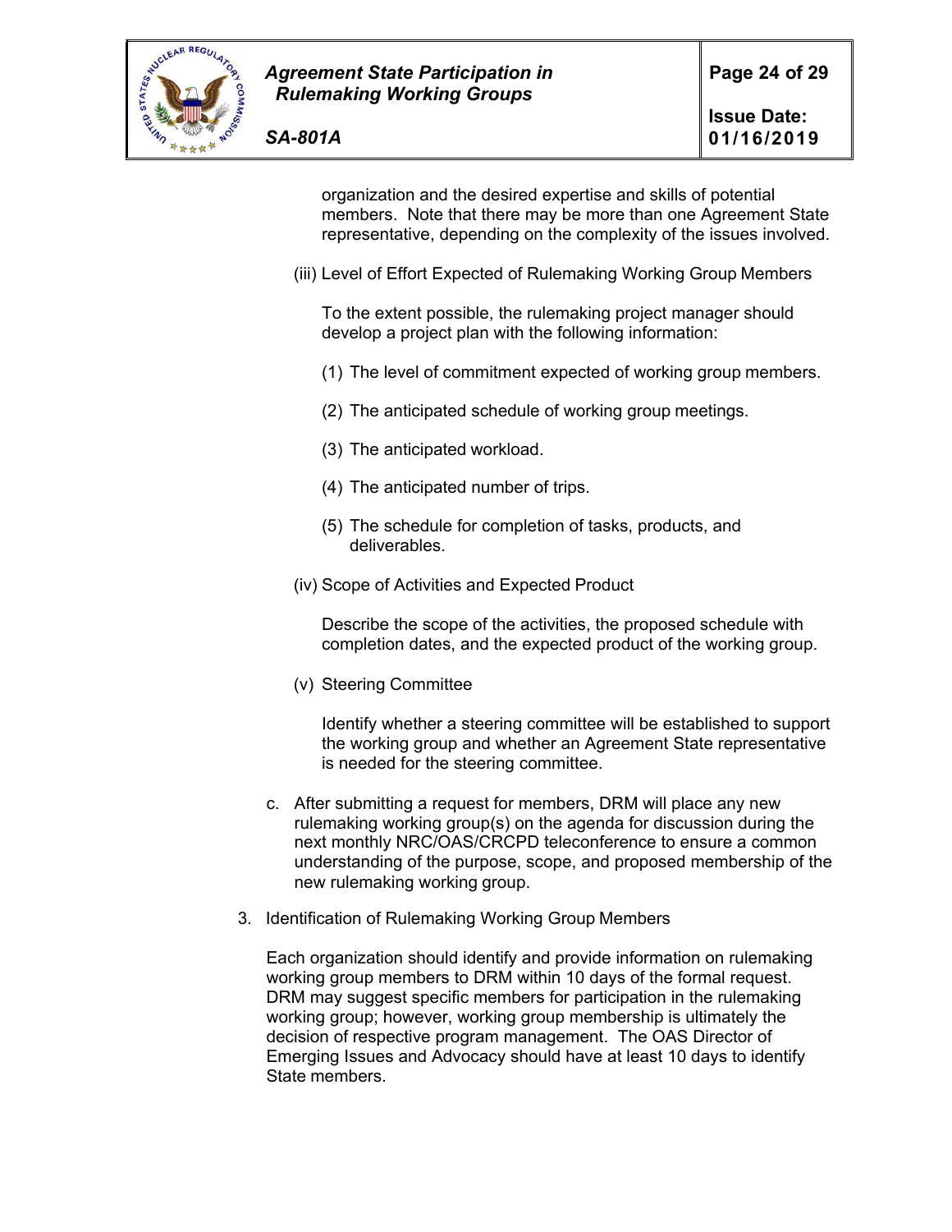organization and the desired expertise and skills of potential members. Note that there may be more than one Agreement State representative, depending on the complexity of the issues involved.

(iii) Level of Effort Expected of Rulemaking Working Group Members

To the extent possible, the rulemaking project manager should develop a project plan with the following information:

(1) The level of commitment expected of working group members.

(2) The anticipated schedule of working group meetings.

(3) The anticipated workload.

(4) The anticipated number of trips.

(5) The schedule for completion of tasks, products, and deliverables.

(iv) Scope of Activities and Expected Product

Describe the scope of the activities, the proposed schedule with completion dates, and the expected product of the working group.

(v) Steering Committee

Identify whether a steering committee will be established to support the working group and whether an Agreement State representative is needed for the steering committee.

c. After submitting a request for members, DRM will place any new rulemaking working group(s) on the agenda for discussion during the next monthly NRC/OAS/CRCPD teleconference to ensure a common understanding of the purpose, scope, and proposed membership of the new rulemaking working group.

3. Identification of Rulemaking Working Group Members

Each organization should identify and provide information on rulemaking working group members to DRM within 10 days of the formal request. DRM may suggest specific members for participation in the rulemaking working group; however, working group membership is ultimately the decision of respective program management. The OAS Director of Emerging Issues and Advocacy should have at least 10 days to identify State members.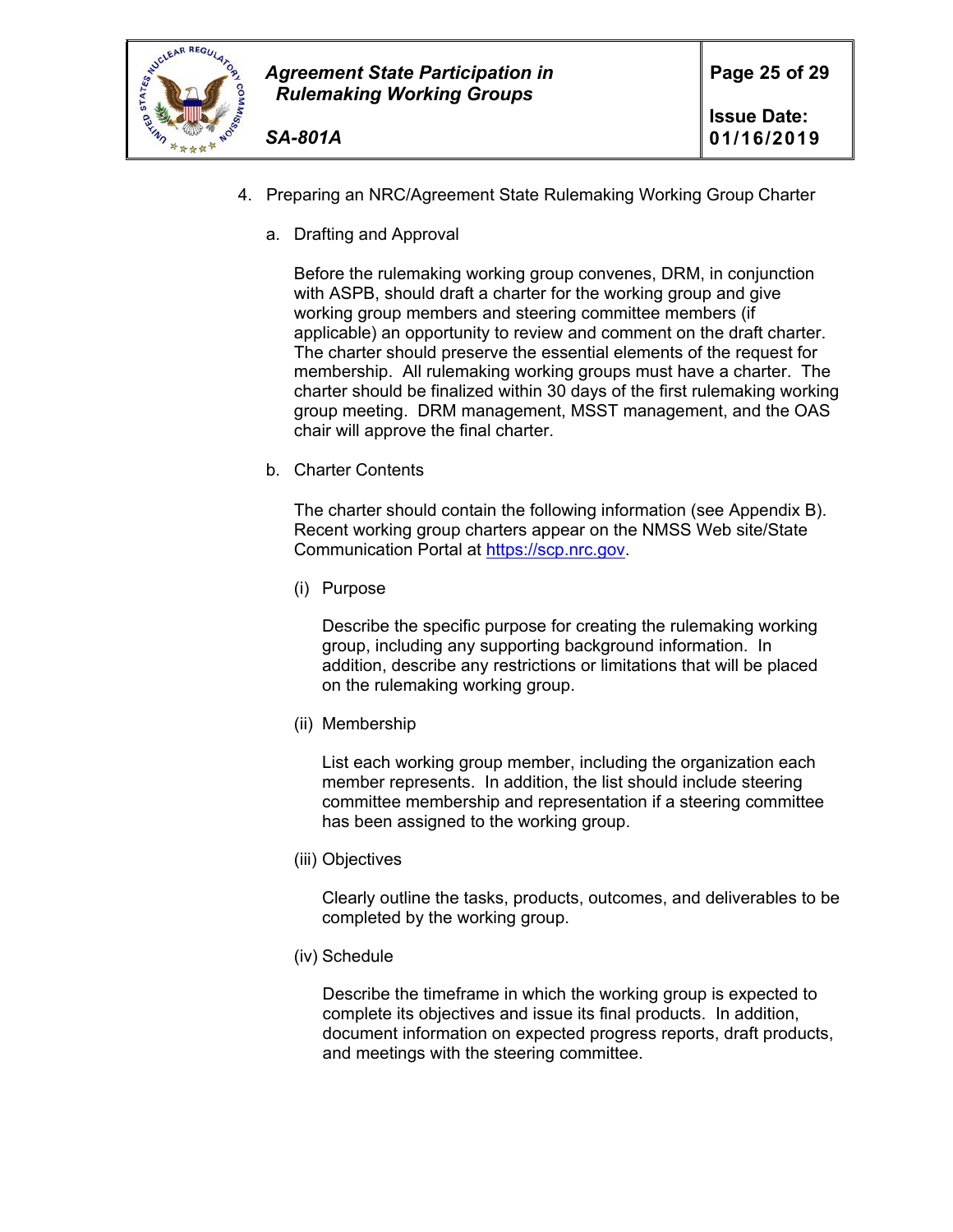4. Preparing an NRC/Agreement State Rulemaking Working Group Charter

   a. Drafting and Approval

      Before the rulemaking working group convenes, DRM, in conjunction with ASPB, should draft a charter for the working group and give working group members and steering committee members (if applicable) an opportunity to review and comment on the draft charter. The charter should preserve the essential elements of the request for membership. All rulemaking working groups must have a charter. The charter should be finalized within 30 days of the first rulemaking working group meeting. DRM management, MSST management, and the OAS chair will approve the final charter.

   b. Charter Contents

      The charter should contain the following information (see Appendix B). Recent working group charters appear on the NMSS Web site/State Communication Portal at [https://scp.nrc.gov](https://scp.nrc.gov).

      (i) Purpose

      Describe the specific purpose for creating the rulemaking working group, including any supporting background information. In addition, describe any restrictions or limitations that will be placed on the rulemaking working group.

      (ii) Membership

      List each working group member, including the organization each member represents. In addition, the list should include steering committee membership and representation if a steering committee has been assigned to the working group.

      (iii) Objectives

      Clearly outline the tasks, products, outcomes, and deliverables to be completed by the working group.

      (iv) Schedule

      Describe the timeframe in which the working group is expected to complete its objectives and issue its final products. In addition, document information on expected progress reports, draft products, and meetings with the steering committee.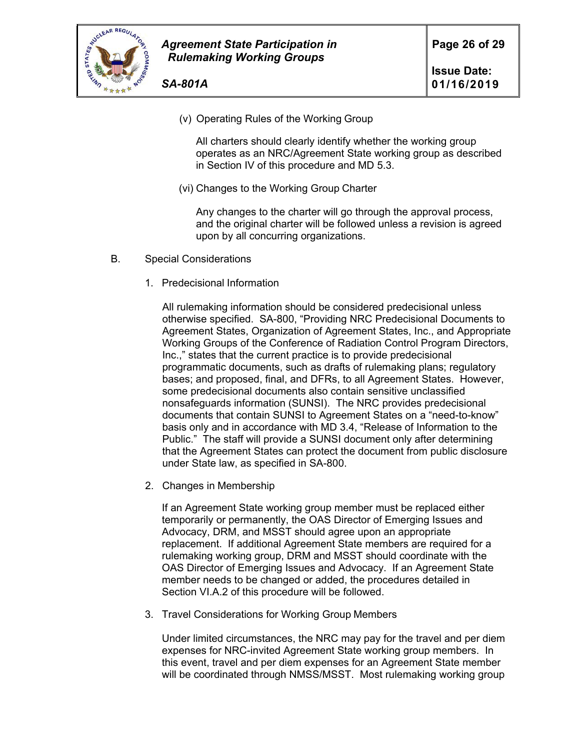(v) Operating Rules of the Working Group

All charters should clearly identify whether the working group operates as an NRC/Agreement State working group as described in Section IV of this procedure and MD 5.3.

(vi) Changes to the Working Group Charter

Any changes to the charter will go through the approval process, and the original charter will be followed unless a revision is agreed upon by all concurring organizations.

B. Special Considerations

1. Predecisional Information

All rulemaking information should be considered predecisional unless otherwise specified. SA-800, "Providing NRC Predecisional Documents to Agreement States, Organization of Agreement States, Inc., and Appropriate Working Groups of the Conference of Radiation Control Program Directors, Inc.," states that the current practice is to provide predecisional programmatic documents, such as drafts of rulemaking plans; regulatory bases; and proposed, final, and DFRs, to all Agreement States. However, some predecisional documents also contain sensitive unclassified nonsafeguards information (SUNSI). The NRC provides predecisional documents that contain SUNSI to Agreement States on a "need-to-know" basis only and in accordance with MD 3.4, "Release of Information to the Public." The staff will provide a SUNSI document only after determining that the Agreement States can protect the document from public disclosure under State law, as specified in SA-800.

2. Changes in Membership

If an Agreement State working group member must be replaced either temporarily or permanently, the OAS Director of Emerging Issues and Advocacy, DRM, and MSST should agree upon an appropriate replacement. If additional Agreement State members are required for a rulemaking working group, DRM and MSST should coordinate with the OAS Director of Emerging Issues and Advocacy. If an Agreement State member needs to be changed or added, the procedures detailed in Section VI.A.2 of this procedure will be followed.

3. Travel Considerations for Working Group Members

Under limited circumstances, the NRC may pay for the travel and per diem expenses for NRC-invited Agreement State working group members. In this event, travel and per diem expenses for an Agreement State member will be coordinated through NMSS/MSST. Most rulemaking working group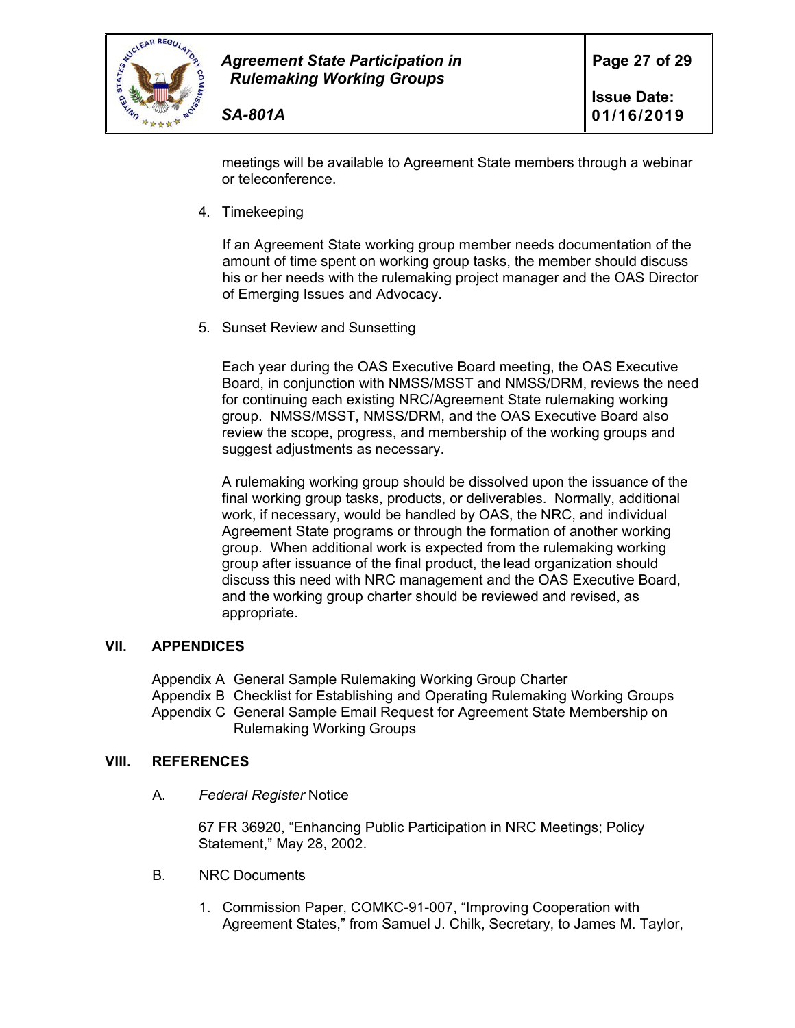meetings will be available to Agreement State members through a webinar or teleconference.

4. Timekeeping

   If an Agreement State working group member needs documentation of the amount of time spent on working group tasks, the member should discuss his or her needs with the rulemaking project manager and the OAS Director of Emerging Issues and Advocacy.

5. Sunset Review and Sunsetting

   Each year during the OAS Executive Board meeting, the OAS Executive Board, in conjunction with NMSS/MSST and NMSS/DRM, reviews the need for continuing each existing NRC/Agreement State rulemaking working group. NMSS/MSST, NMSS/DRM, and the OAS Executive Board also review the scope, progress, and membership of the working groups and suggest adjustments as necessary.

   A rulemaking working group should be dissolved upon the issuance of the final working group tasks, products, or deliverables. Normally, additional work, if necessary, would be handled by OAS, the NRC, and individual Agreement State programs or through the formation of another working group. When additional work is expected from the rulemaking working group after issuance of the final product, the lead organization should discuss this need with NRC management and the OAS Executive Board, and the working group charter should be reviewed and revised, as appropriate.

## VII. APPENDICES

Appendix A General Sample Rulemaking Working Group Charter
Appendix B Checklist for Establishing and Operating Rulemaking Working Groups
Appendix C General Sample Email Request for Agreement State Membership on Rulemaking Working Groups

## VIII. REFERENCES

A. *Federal Register* Notice

   67 FR 36920, "Enhancing Public Participation in NRC Meetings; Policy Statement," May 28, 2002.

B. NRC Documents

   1. Commission Paper, COMKC-91-007, "Improving Cooperation with Agreement States," from Samuel J. Chilk, Secretary, to James M. Taylor,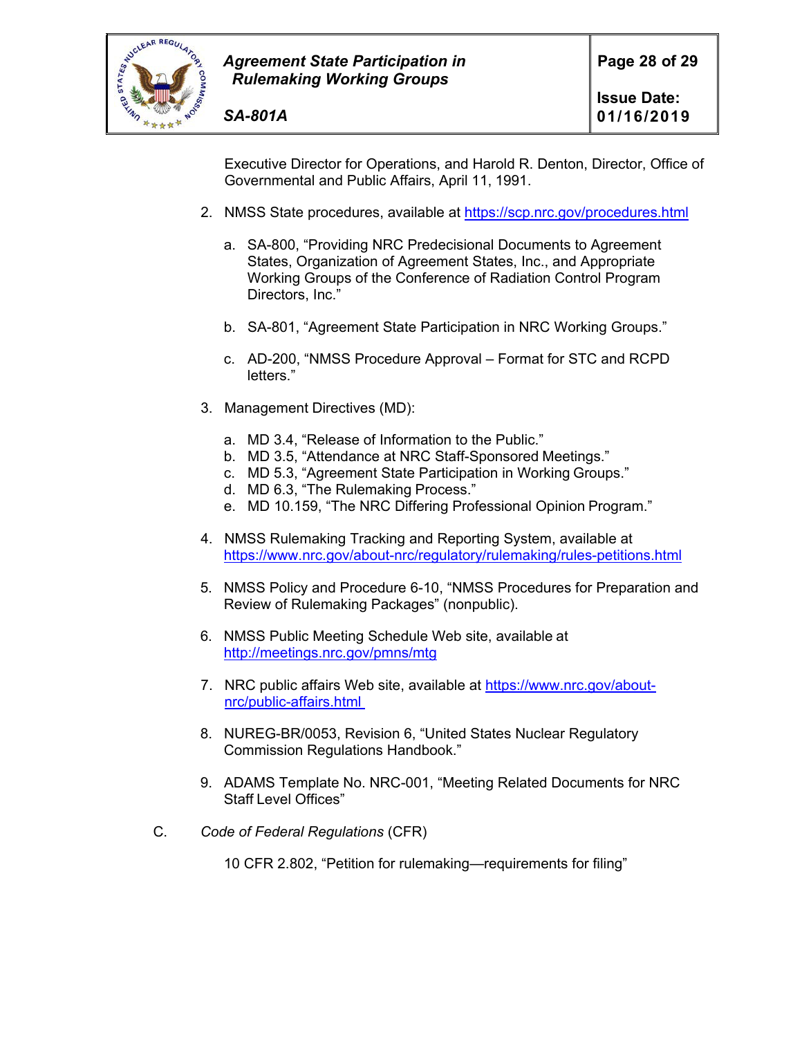Executive Director for Operations, and Harold R. Denton, Director, Office of Governmental and Public Affairs, April 11, 1991.

2. NMSS State procedures, available at https://scp.nrc.gov/procedures.html

   a. SA-800, "Providing NRC Predecisional Documents to Agreement States, Organization of Agreement States, Inc., and Appropriate Working Groups of the Conference of Radiation Control Program Directors, Inc."

   b. SA-801, "Agreement State Participation in NRC Working Groups."

   c. AD-200, "NMSS Procedure Approval – Format for STC and RCPD letters."

3. Management Directives (MD):

   a. MD 3.4, "Release of Information to the Public."
   b. MD 3.5, "Attendance at NRC Staff-Sponsored Meetings."
   c. MD 5.3, "Agreement State Participation in Working Groups."
   d. MD 6.3, "The Rulemaking Process."
   e. MD 10.159, "The NRC Differing Professional Opinion Program."

4. NMSS Rulemaking Tracking and Reporting System, available at https://www.nrc.gov/about-nrc/regulatory/rulemaking/rules-petitions.html

5. NMSS Policy and Procedure 6-10, "NMSS Procedures for Preparation and Review of Rulemaking Packages" (nonpublic).

6. NMSS Public Meeting Schedule Web site, available at http://meetings.nrc.gov/pmns/mtg

7. NRC public affairs Web site, available at https://www.nrc.gov/about-nrc/public-affairs.html

8. NUREG-BR/0053, Revision 6, "United States Nuclear Regulatory Commission Regulations Handbook."

9. ADAMS Template No. NRC-001, "Meeting Related Documents for NRC Staff Level Offices"

C. *Code of Federal Regulations* (CFR)

   10 CFR 2.802, "Petition for rulemaking—requirements for filing"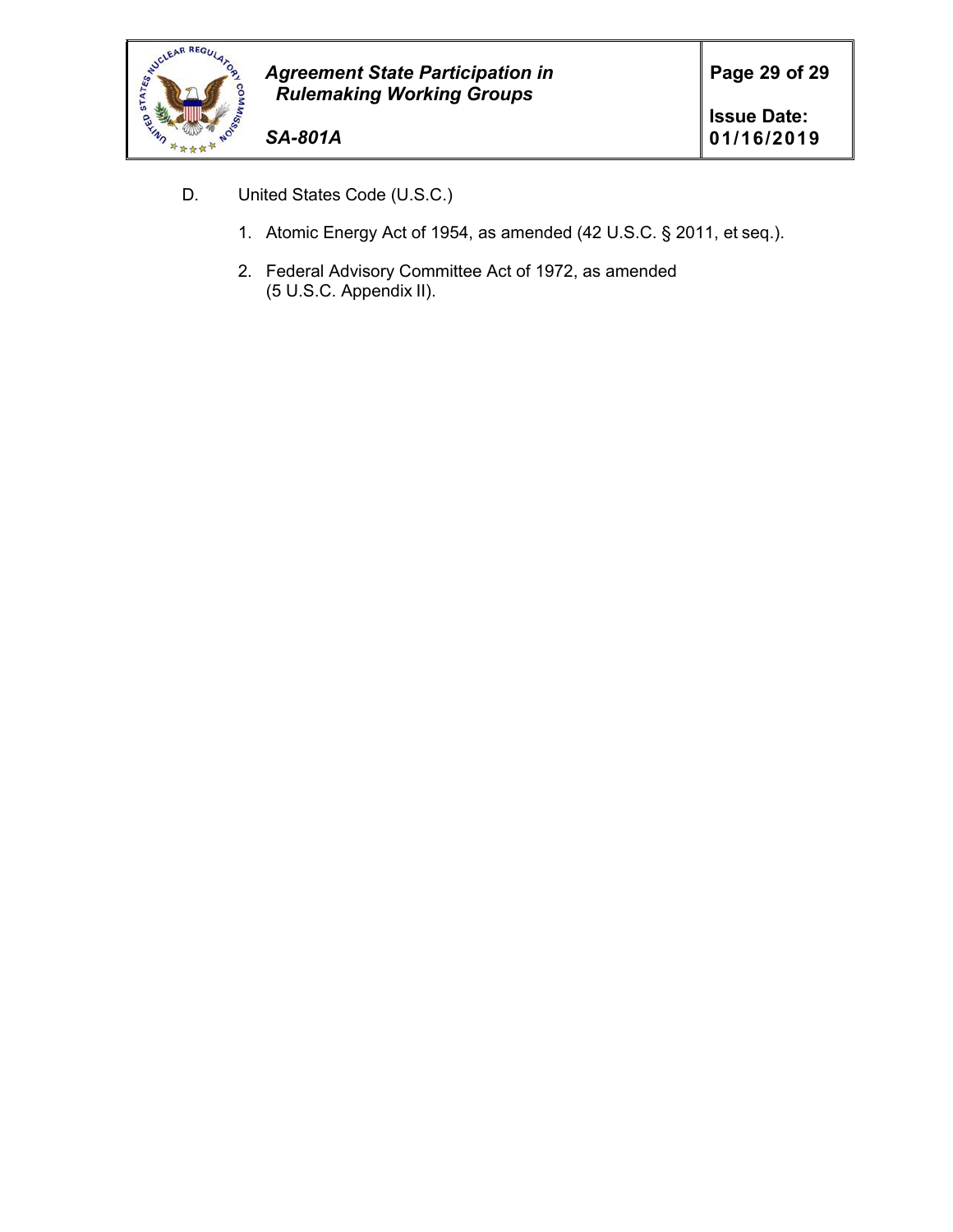D. United States Code (U.S.C.)

1. Atomic Energy Act of 1954, as amended (42 U.S.C. § 2011, et seq.).

2. Federal Advisory Committee Act of 1972, as amended (5 U.S.C. Appendix II).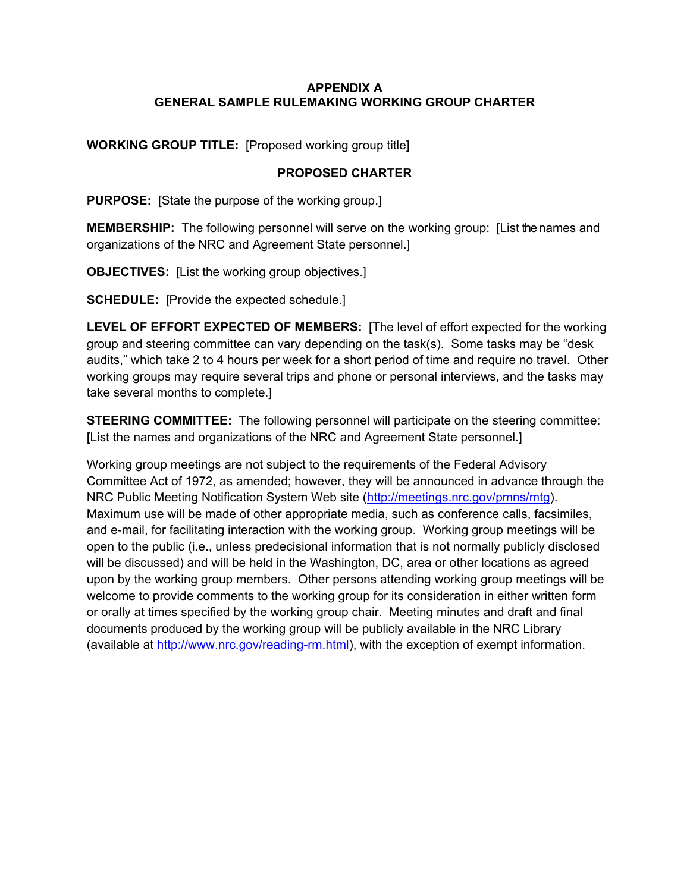# APPENDIX A
# GENERAL SAMPLE RULEMAKING WORKING GROUP CHARTER

**WORKING GROUP TITLE:** [Proposed working group title]

## PROPOSED CHARTER

**PURPOSE:** [State the purpose of the working group.]

**MEMBERSHIP:** The following personnel will serve on the working group: [List the names and organizations of the NRC and Agreement State personnel.]

**OBJECTIVES:** [List the working group objectives.]

**SCHEDULE:** [Provide the expected schedule.]

**LEVEL OF EFFORT EXPECTED OF MEMBERS:** [The level of effort expected for the working group and steering committee can vary depending on the task(s). Some tasks may be "desk audits," which take 2 to 4 hours per week for a short period of time and require no travel. Other working groups may require several trips and phone or personal interviews, and the tasks may take several months to complete.]

**STEERING COMMITTEE:** The following personnel will participate on the steering committee: [List the names and organizations of the NRC and Agreement State personnel.]

Working group meetings are not subject to the requirements of the Federal Advisory Committee Act of 1972, as amended; however, they will be announced in advance through the NRC Public Meeting Notification System Web site (http://meetings.nrc.gov/pmns/mtg). Maximum use will be made of other appropriate media, such as conference calls, facsimiles, and e-mail, for facilitating interaction with the working group. Working group meetings will be open to the public (i.e., unless predecisional information that is not normally publicly disclosed will be discussed) and will be held in the Washington, DC, area or other locations as agreed upon by the working group members. Other persons attending working group meetings will be welcome to provide comments to the working group for its consideration in either written form or orally at times specified by the working group chair. Meeting minutes and draft and final documents produced by the working group will be publicly available in the NRC Library (available at http://www.nrc.gov/reading-rm.html), with the exception of exempt information.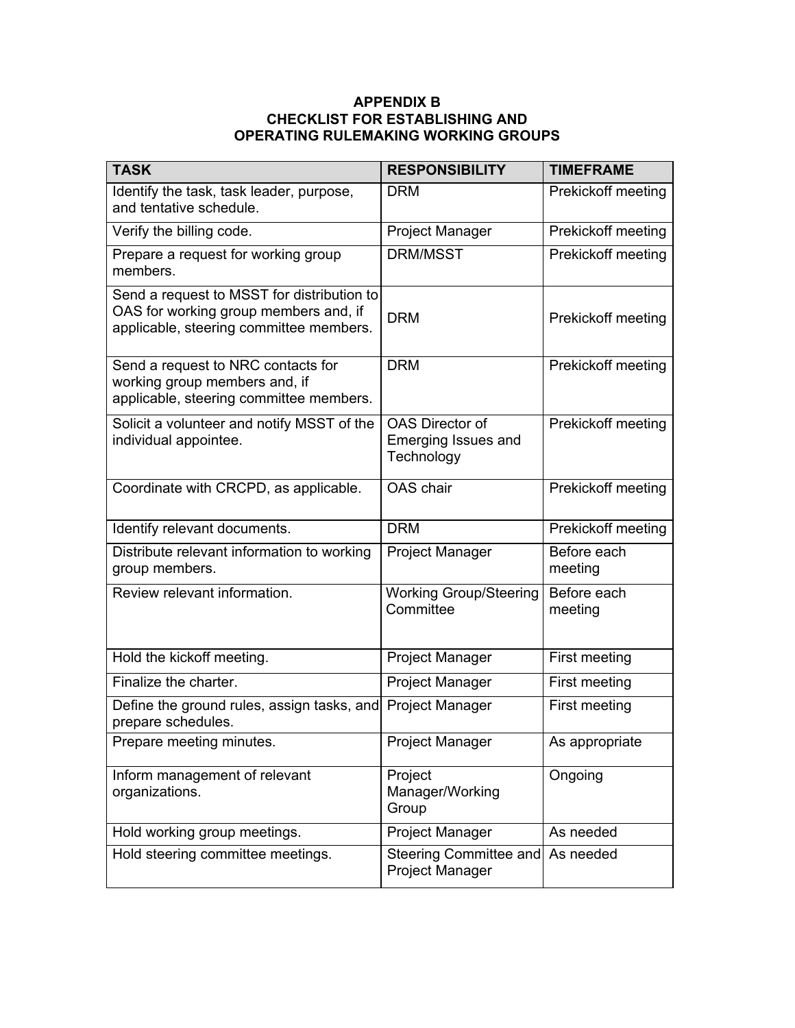# APPENDIX B
# CHECKLIST FOR ESTABLISHING AND OPERATING RULEMAKING WORKING GROUPS

| TASK | RESPONSIBILITY | TIMEFRAME |
|---|---|---|
| Identify the task, task leader, purpose, and tentative schedule. | DRM | Prekickoff meeting |
| Verify the billing code. | Project Manager | Prekickoff meeting |
| Prepare a request for working group members. | DRM/MSST | Prekickoff meeting |
| Send a request to MSST for distribution to OAS for working group members and, if applicable, steering committee members. | DRM | Prekickoff meeting |
| Send a request to NRC contacts for working group members and, if applicable, steering committee members. | DRM | Prekickoff meeting |
| Solicit a volunteer and notify MSST of the individual appointee. | OAS Director of Emerging Issues and Technology | Prekickoff meeting |
| Coordinate with CRCPD, as applicable. | OAS chair | Prekickoff meeting |
| Identify relevant documents. | DRM | Prekickoff meeting |
| Distribute relevant information to working group members. | Project Manager | Before each meeting |
| Review relevant information. | Working Group/Steering Committee | Before each meeting |
| Hold the kickoff meeting. | Project Manager | First meeting |
| Finalize the charter. | Project Manager | First meeting |
| Define the ground rules, assign tasks, and prepare schedules. | Project Manager | First meeting |
| Prepare meeting minutes. | Project Manager | As appropriate |
| Inform management of relevant organizations. | Project Manager/Working Group | Ongoing |
| Hold working group meetings. | Project Manager | As needed |
| Hold steering committee meetings. | Steering Committee and Project Manager | As needed |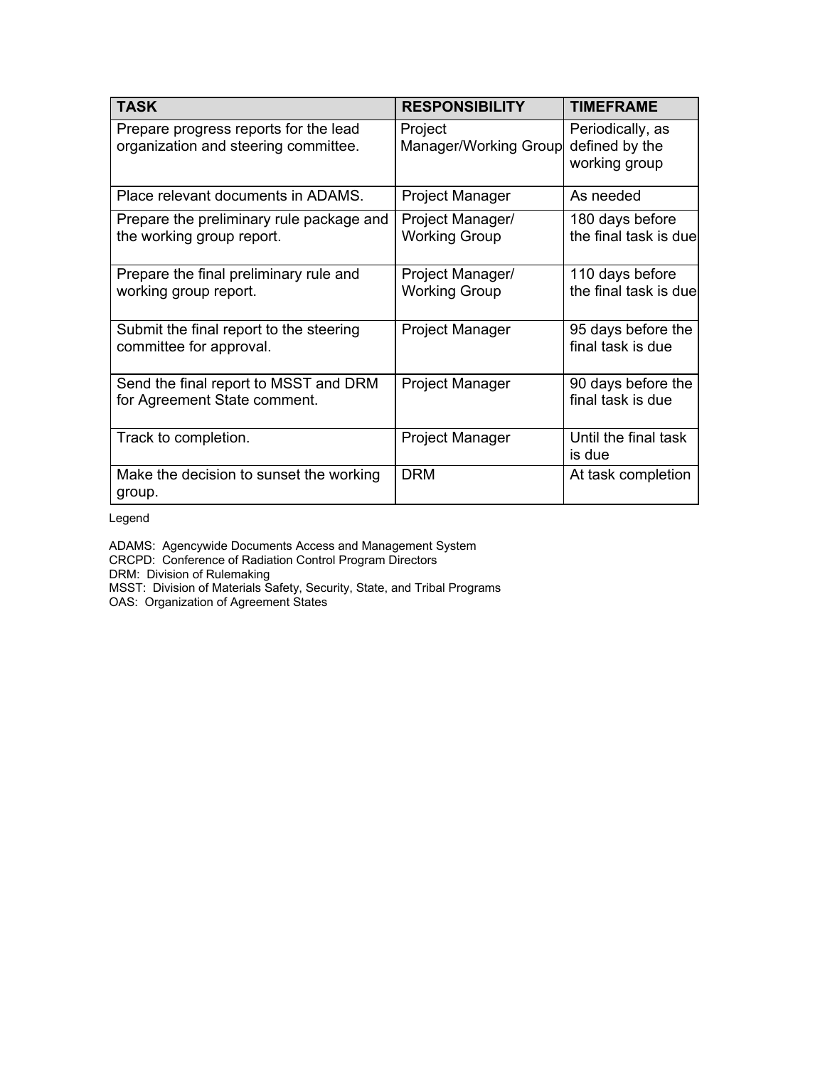| TASK | RESPONSIBILITY | TIMEFRAME |
|---|---|---|
| Prepare progress reports for the lead organization and steering committee. | Project Manager/Working Group | Periodically, as defined by the working group |
| Place relevant documents in ADAMS. | Project Manager | As needed |
| Prepare the preliminary rule package and the working group report. | Project Manager/ Working Group | 180 days before the final task is due |
| Prepare the final preliminary rule and working group report. | Project Manager/ Working Group | 110 days before the final task is due |
| Submit the final report to the steering committee for approval. | Project Manager | 95 days before the final task is due |
| Send the final report to MSST and DRM for Agreement State comment. | Project Manager | 90 days before the final task is due |
| Track to completion. | Project Manager | Until the final task is due |
| Make the decision to sunset the working group. | DRM | At task completion |

Legend

ADAMS: Agencywide Documents Access and Management System
CRCPD: Conference of Radiation Control Program Directors
DRM: Division of Rulemaking
MSST: Division of Materials Safety, Security, State, and Tribal Programs
OAS: Organization of Agreement States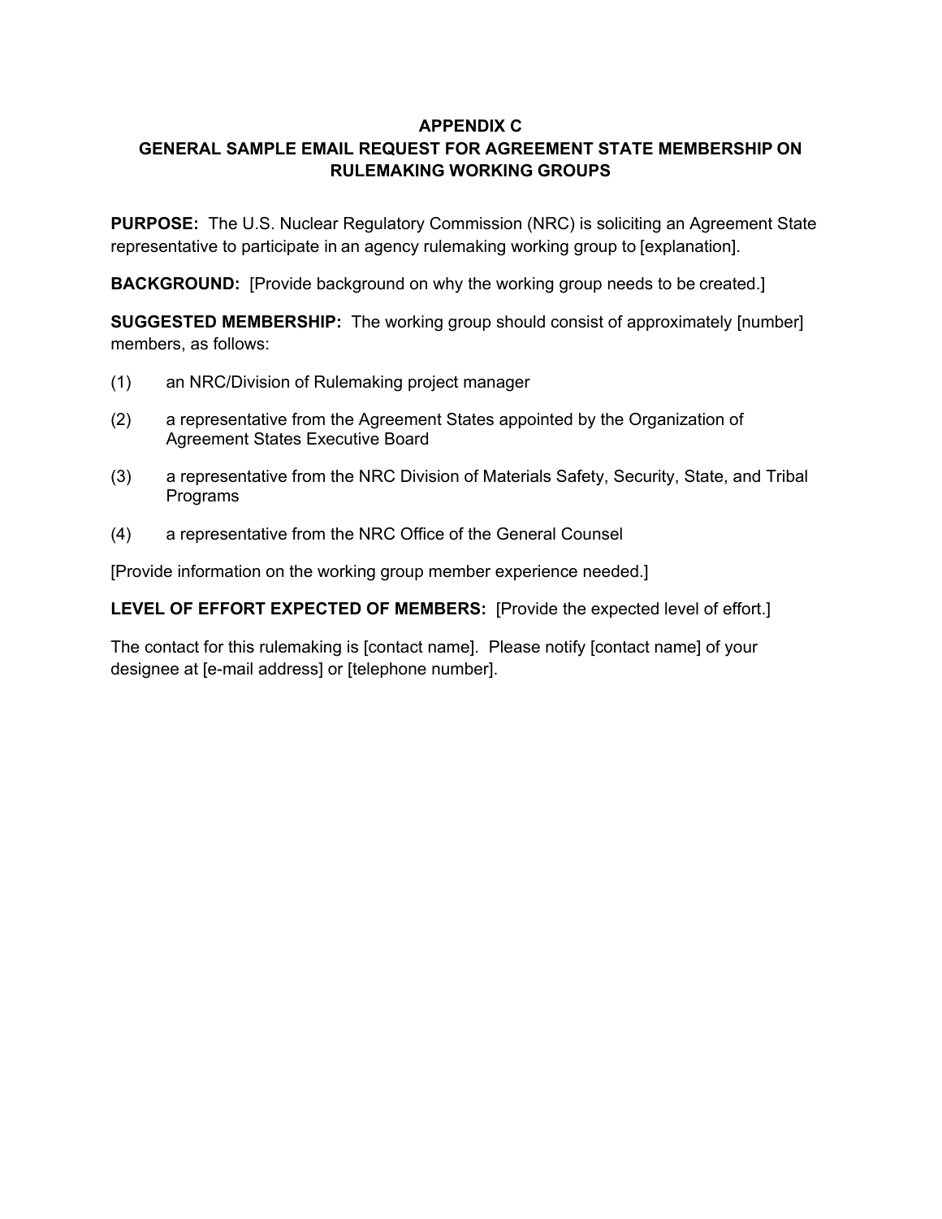# APPENDIX C
# GENERAL SAMPLE EMAIL REQUEST FOR AGREEMENT STATE MEMBERSHIP ON RULEMAKING WORKING GROUPS

**PURPOSE:** The U.S. Nuclear Regulatory Commission (NRC) is soliciting an Agreement State representative to participate in an agency rulemaking working group to [explanation].

**BACKGROUND:** [Provide background on why the working group needs to be created.]

**SUGGESTED MEMBERSHIP:** The working group should consist of approximately [number] members, as follows:

(1) an NRC/Division of Rulemaking project manager

(2) a representative from the Agreement States appointed by the Organization of Agreement States Executive Board

(3) a representative from the NRC Division of Materials Safety, Security, State, and Tribal Programs

(4) a representative from the NRC Office of the General Counsel

[Provide information on the working group member experience needed.]

**LEVEL OF EFFORT EXPECTED OF MEMBERS:** [Provide the expected level of effort.]

The contact for this rulemaking is [contact name]. Please notify [contact name] of your designee at [e-mail address] or [telephone number].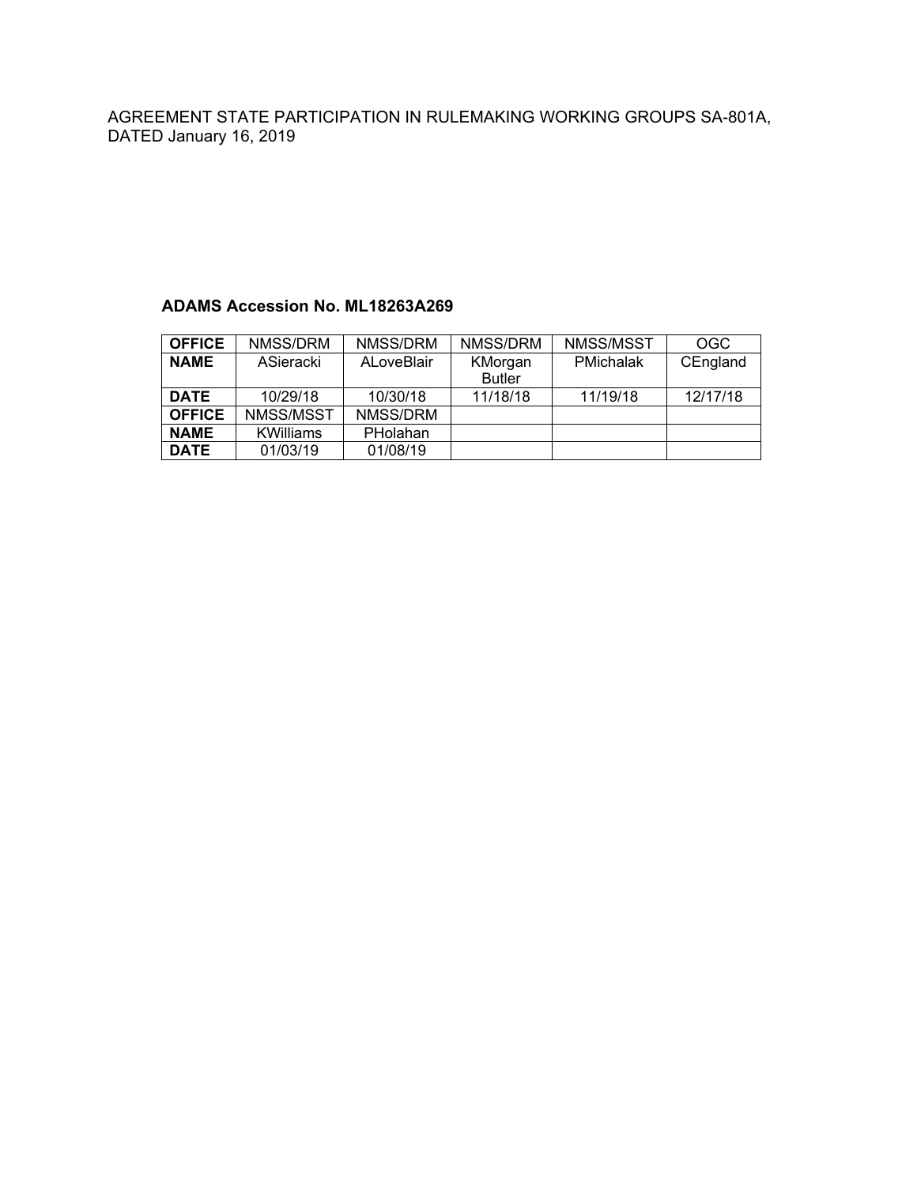AGREEMENT STATE PARTICIPATION IN RULEMAKING WORKING GROUPS SA-801A, DATED January 16, 2019

**ADAMS Accession No. ML18263A269**

| | | | | | |
|---|---|---|---|---|---|
| **OFFICE** | NMSS/DRM | NMSS/DRM | NMSS/DRM | NMSS/MSST | OGC |
| **NAME** | ASieracki | ALoveBlair | KMorgan Butler | PMichalak | CEngland |
| **DATE** | 10/29/18 | 10/30/18 | 11/18/18 | 11/19/18 | 12/17/18 |
| **OFFICE** | NMSS/MSST | NMSS/DRM | | | |
| **NAME** | KWilliams | PHolahan | | | |
| **DATE** | 01/03/19 | 01/08/19 | | | |